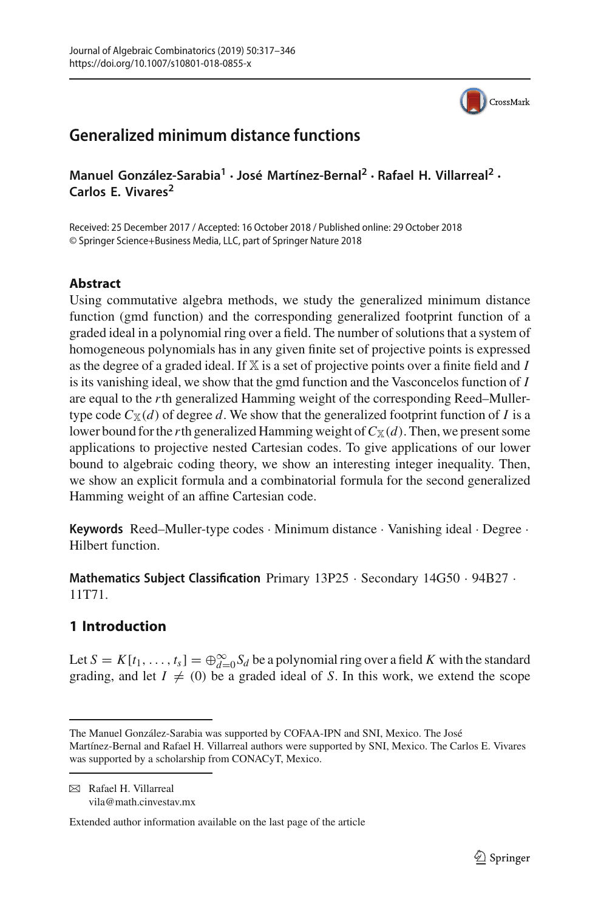# Generalized minimum distance functions

**Manuel González-Sarabia[1] · José Martínez-Bernal[2] · Rafael H. Villarreal[2] · Carlos E. Vivares[2]**

Received: 25 December 2017 / Accepted: 16 October 2018 / Published online: 29 October 2018
© Springer Science+Business Media, LLC, part of Springer Nature 2018

## Abstract

Using commutative algebra methods, we study the generalized minimum distance function (gmd function) and the corresponding generalized footprint function of a graded ideal in a polynomial ring over a field. The number of solutions that a system of homogeneous polynomials has in any given finite set of projective points is expressed as the degree of a graded ideal. If $\mathbb{X}$ is a set of projective points over a finite field and $I$ is its vanishing ideal, we show that the gmd function and the Vasconcelos function of $I$ are equal to the $r$th generalized Hamming weight of the corresponding Reed–Muller-type code $C_{\mathbb{X}}(d)$ of degree $d$. We show that the generalized footprint function of $I$ is a lower bound for the $r$th generalized Hamming weight of $C_{\mathbb{X}}(d)$. Then, we present some applications to projective nested Cartesian codes. To give applications of our lower bound to algebraic coding theory, we show an interesting integer inequality. Then, we show an explicit formula and a combinatorial formula for the second generalized Hamming weight of an affine Cartesian code.

**Keywords** Reed–Muller-type codes · Minimum distance · Vanishing ideal · Degree · Hilbert function.

**Mathematics Subject Classification** Primary 13P25 · Secondary 14G50 · 94B27 · 11T71.

## 1 Introduction

Let $S = K[t_1, \ldots, t_s] = \oplus_{d=0}^{\infty} S_d$ be a polynomial ring over a field $K$ with the standard grading, and let $I \neq (0)$ be a graded ideal of $S$. In this work, we extend the scope

---

The Manuel González-Sarabia was supported by COFAA-IPN and SNI, Mexico. The José Martínez-Bernal and Rafael H. Villarreal authors were supported by SNI, Mexico. The Carlos E. Vivares was supported by a scholarship from CONACyT, Mexico.

✉ Rafael H. Villarreal
vila@math.cinvestav.mx

Extended author information available on the last page of the article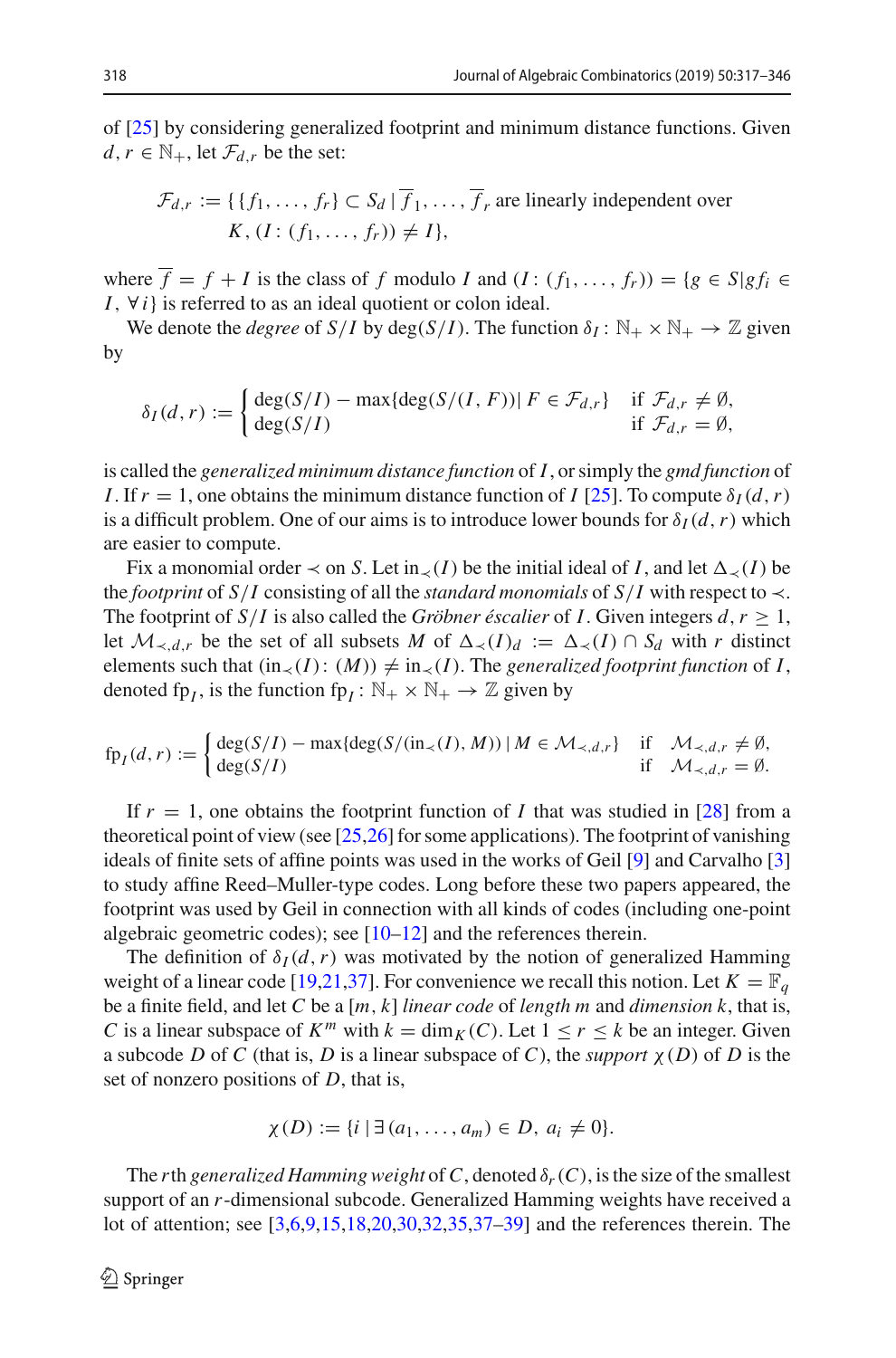of [25] by considering generalized footprint and minimum distance functions. Given $d, r \in \mathbb{N}_+$, let $\mathcal{F}_{d,r}$ be the set:

$$\mathcal{F}_{d,r} := \{\{f_1, \ldots, f_r\} \subset S_d \mid \overline{f}_1, \ldots, \overline{f}_r \text{ are linearly independent over } K, (I \colon (f_1, \ldots, f_r)) \neq I\},$$

where $\overline{f} = f + I$ is the class of $f$ modulo $I$ and $(I \colon (f_1, \ldots, f_r)) = \{g \in S | g f_i \in I, \ \forall\, i\}$ is referred to as an ideal quotient or colon ideal.

We denote the *degree* of $S/I$ by $\deg(S/I)$. The function $\delta_I \colon \mathbb{N}_+ \times \mathbb{N}_+ \to \mathbb{Z}$ given by

$$\delta_I(d, r) := \begin{cases} \deg(S/I) - \max\{\deg(S/(I, F)) | \ F \in \mathcal{F}_{d,r}\} & \text{if } \mathcal{F}_{d,r} \neq \emptyset, \\ \deg(S/I) & \text{if } \mathcal{F}_{d,r} = \emptyset, \end{cases}$$

is called the *generalized minimum distance function* of $I$, or simply the *gmd function* of $I$. If $r = 1$, one obtains the minimum distance function of $I$ [25]. To compute $\delta_I(d, r)$ is a difficult problem. One of our aims is to introduce lower bounds for $\delta_I(d, r)$ which are easier to compute.

Fix a monomial order $\prec$ on $S$. Let $\text{in}_\prec(I)$ be the initial ideal of $I$, and let $\Delta_\prec(I)$ be the *footprint* of $S/I$ consisting of all the *standard monomials* of $S/I$ with respect to $\prec$. The footprint of $S/I$ is also called the *Gröbner éscalier* of $I$. Given integers $d, r \geq 1$, let $\mathcal{M}_{\prec,d,r}$ be the set of all subsets $M$ of $\Delta_\prec(I)_d := \Delta_\prec(I) \cap S_d$ with $r$ distinct elements such that $(\text{in}_\prec(I) \colon (M)) \neq \text{in}_\prec(I)$. The *generalized footprint function* of $I$, denoted $\text{fp}_I$, is the function $\text{fp}_I \colon \mathbb{N}_+ \times \mathbb{N}_+ \to \mathbb{Z}$ given by

$$\text{fp}_I(d, r) := \begin{cases} \deg(S/I) - \max\{\deg(S/(\text{in}_\prec(I), M)) \mid M \in \mathcal{M}_{\prec,d,r}\} & \text{if } \mathcal{M}_{\prec,d,r} \neq \emptyset, \\ \deg(S/I) & \text{if } \mathcal{M}_{\prec,d,r} = \emptyset. \end{cases}$$

If $r = 1$, one obtains the footprint function of $I$ that was studied in [28] from a theoretical point of view (see [25,26] for some applications). The footprint of vanishing ideals of finite sets of affine points was used in the works of Geil [9] and Carvalho [3] to study affine Reed–Muller-type codes. Long before these two papers appeared, the footprint was used by Geil in connection with all kinds of codes (including one-point algebraic geometric codes); see [10–12] and the references therein.

The definition of $\delta_I(d, r)$ was motivated by the notion of generalized Hamming weight of a linear code [19,21,37]. For convenience we recall this notion. Let $K = \mathbb{F}_q$ be a finite field, and let $C$ be a $[m, k]$ *linear code* of *length* $m$ and *dimension* $k$, that is, $C$ is a linear subspace of $K^m$ with $k = \dim_K(C)$. Let $1 \leq r \leq k$ be an integer. Given a subcode $D$ of $C$ (that is, $D$ is a linear subspace of $C$), the *support* $\chi(D)$ of $D$ is the set of nonzero positions of $D$, that is,

$$\chi(D) := \{i \mid \exists\, (a_1, \ldots, a_m) \in D, \ a_i \neq 0\}.$$

The $r$th *generalized Hamming weight* of $C$, denoted $\delta_r(C)$, is the size of the smallest support of an $r$-dimensional subcode. Generalized Hamming weights have received a lot of attention; see [3,6,9,15,18,20,30,32,35,37–39] and the references therein. The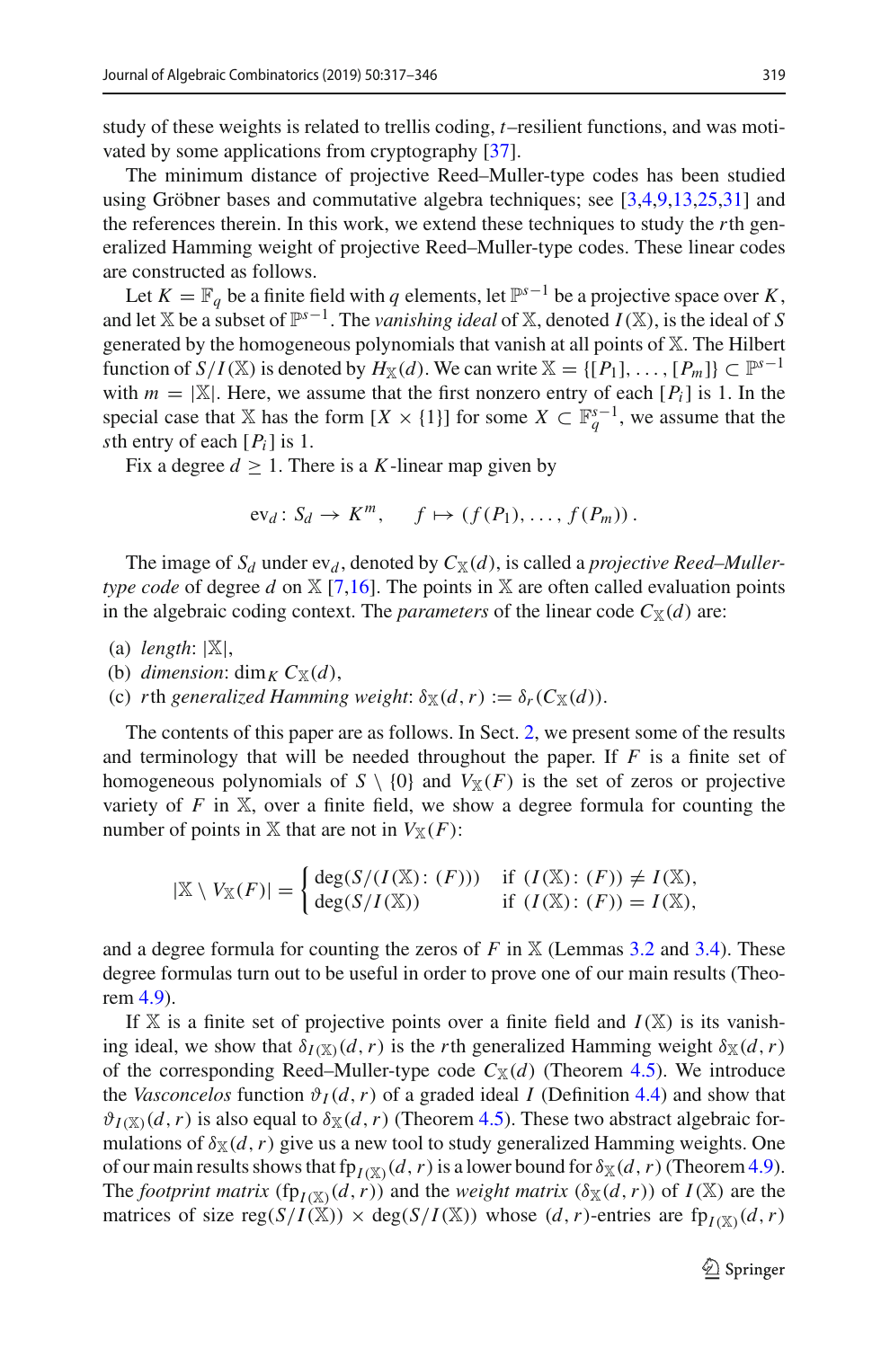study of these weights is related to trellis coding, $t$–resilient functions, and was motivated by some applications from cryptography [37].

The minimum distance of projective Reed–Muller-type codes has been studied using Gröbner bases and commutative algebra techniques; see [3,4,9,13,25,31] and the references therein. In this work, we extend these techniques to study the $r$th generalized Hamming weight of projective Reed–Muller-type codes. These linear codes are constructed as follows.

Let $K = \mathbb{F}_q$ be a finite field with $q$ elements, let $\mathbb{P}^{s-1}$ be a projective space over $K$, and let $\mathbb{X}$ be a subset of $\mathbb{P}^{s-1}$. The *vanishing ideal* of $\mathbb{X}$, denoted $I(\mathbb{X})$, is the ideal of $S$ generated by the homogeneous polynomials that vanish at all points of $\mathbb{X}$. The Hilbert function of $S/I(\mathbb{X})$ is denoted by $H_{\mathbb{X}}(d)$. We can write $\mathbb{X} = \{[P_1], \ldots, [P_m]\} \subset \mathbb{P}^{s-1}$ with $m = |\mathbb{X}|$. Here, we assume that the first nonzero entry of each $[P_i]$ is 1. In the special case that $\mathbb{X}$ has the form $[X \times \{1\}]$ for some $X \subset \mathbb{F}_q^{s-1}$, we assume that the $s$th entry of each $[P_i]$ is 1.

Fix a degree $d \geq 1$. There is a $K$-linear map given by

$$\mathrm{ev}_d \colon S_d \to K^m, \quad f \mapsto (f(P_1), \ldots, f(P_m)).$$

The image of $S_d$ under $\mathrm{ev}_d$, denoted by $C_{\mathbb{X}}(d)$, is called a *projective Reed–Muller-type code* of degree $d$ on $\mathbb{X}$ [7,16]. The points in $\mathbb{X}$ are often called evaluation points in the algebraic coding context. The *parameters* of the linear code $C_{\mathbb{X}}(d)$ are:

(a) *length*: $|\mathbb{X}|$,
(b) *dimension*: $\dim_K C_{\mathbb{X}}(d)$,
(c) $r$th *generalized Hamming weight*: $\delta_{\mathbb{X}}(d, r) := \delta_r(C_{\mathbb{X}}(d))$.

The contents of this paper are as follows. In Sect. 2, we present some of the results and terminology that will be needed throughout the paper. If $F$ is a finite set of homogeneous polynomials of $S \setminus \{0\}$ and $V_{\mathbb{X}}(F)$ is the set of zeros or projective variety of $F$ in $\mathbb{X}$, over a finite field, we show a degree formula for counting the number of points in $\mathbb{X}$ that are not in $V_{\mathbb{X}}(F)$:

$$|\mathbb{X} \setminus V_{\mathbb{X}}(F)| = \begin{cases} \deg(S/(I(\mathbb{X}) \colon (F))) & \text{if } (I(\mathbb{X}) \colon (F)) \neq I(\mathbb{X}), \\ \deg(S/I(\mathbb{X})) & \text{if } (I(\mathbb{X}) \colon (F)) = I(\mathbb{X}), \end{cases}$$

and a degree formula for counting the zeros of $F$ in $\mathbb{X}$ (Lemmas 3.2 and 3.4). These degree formulas turn out to be useful in order to prove one of our main results (Theorem 4.9).

If $\mathbb{X}$ is a finite set of projective points over a finite field and $I(\mathbb{X})$ is its vanishing ideal, we show that $\delta_{I(\mathbb{X})}(d, r)$ is the $r$th generalized Hamming weight $\delta_{\mathbb{X}}(d, r)$ of the corresponding Reed–Muller-type code $C_{\mathbb{X}}(d)$ (Theorem 4.5). We introduce the *Vasconcelos* function $\vartheta_I(d, r)$ of a graded ideal $I$ (Definition 4.4) and show that $\vartheta_{I(\mathbb{X})}(d, r)$ is also equal to $\delta_{\mathbb{X}}(d, r)$ (Theorem 4.5). These two abstract algebraic formulations of $\delta_{\mathbb{X}}(d, r)$ give us a new tool to study generalized Hamming weights. One of our main results shows that $\mathrm{fp}_{I(\mathbb{X})}(d, r)$ is a lower bound for $\delta_{\mathbb{X}}(d, r)$ (Theorem 4.9). The *footprint matrix* $(\mathrm{fp}_{I(\mathbb{X})}(d, r))$ and the *weight matrix* $(\delta_{\mathbb{X}}(d, r))$ of $I(\mathbb{X})$ are the matrices of size $\mathrm{reg}(S/I(\mathbb{X})) \times \deg(S/I(\mathbb{X}))$ whose $(d, r)$-entries are $\mathrm{fp}_{I(\mathbb{X})}(d, r)$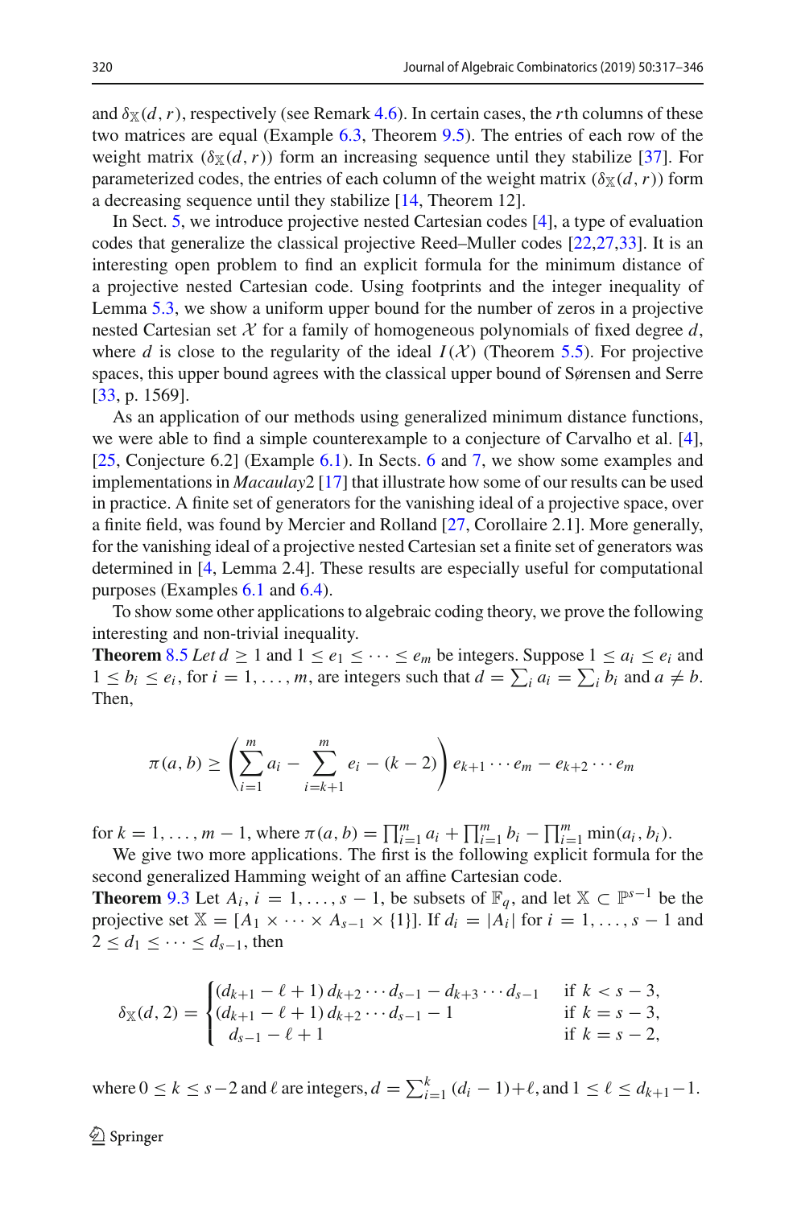and $\delta_{\mathbb{X}}(d, r)$, respectively (see Remark 4.6). In certain cases, the $r$th columns of these two matrices are equal (Example 6.3, Theorem 9.5). The entries of each row of the weight matrix $(\delta_{\mathbb{X}}(d, r))$ form an increasing sequence until they stabilize [37]. For parameterized codes, the entries of each column of the weight matrix $(\delta_{\mathbb{X}}(d, r))$ form a decreasing sequence until they stabilize [14, Theorem 12].

In Sect. 5, we introduce projective nested Cartesian codes [4], a type of evaluation codes that generalize the classical projective Reed–Muller codes [22,27,33]. It is an interesting open problem to find an explicit formula for the minimum distance of a projective nested Cartesian code. Using footprints and the integer inequality of Lemma 5.3, we show a uniform upper bound for the number of zeros in a projective nested Cartesian set $\mathcal{X}$ for a family of homogeneous polynomials of fixed degree $d$, where $d$ is close to the regularity of the ideal $I(\mathcal{X})$ (Theorem 5.5). For projective spaces, this upper bound agrees with the classical upper bound of Sørensen and Serre [33, p. 1569].

As an application of our methods using generalized minimum distance functions, we were able to find a simple counterexample to a conjecture of Carvalho et al. [4], [25, Conjecture 6.2] (Example 6.1). In Sects. 6 and 7, we show some examples and implementations in *Macaulay*2 [17] that illustrate how some of our results can be used in practice. A finite set of generators for the vanishing ideal of a projective space, over a finite field, was found by Mercier and Rolland [27, Corollaire 2.1]. More generally, for the vanishing ideal of a projective nested Cartesian set a finite set of generators was determined in [4, Lemma 2.4]. These results are especially useful for computational purposes (Examples 6.1 and 6.4).

To show some other applications to algebraic coding theory, we prove the following interesting and non-trivial inequality.

**Theorem 8.5** *Let* $d \geq 1$ and $1 \leq e_1 \leq \cdots \leq e_m$ be integers. Suppose $1 \leq a_i \leq e_i$ and $1 \leq b_i \leq e_i$, for $i = 1, \ldots, m$, are integers such that $d = \sum_i a_i = \sum_i b_i$ and $a \neq b$. Then,

$$\pi(a, b) \geq \left(\sum_{i=1}^{m} a_i - \sum_{i=k+1}^{m} e_i - (k-2)\right) e_{k+1} \cdots e_m - e_{k+2} \cdots e_m$$

for $k = 1, \ldots, m-1$, where $\pi(a, b) = \prod_{i=1}^{m} a_i + \prod_{i=1}^{m} b_i - \prod_{i=1}^{m} \min(a_i, b_i)$.

We give two more applications. The first is the following explicit formula for the second generalized Hamming weight of an affine Cartesian code.

**Theorem 9.3** Let $A_i$, $i = 1, \ldots, s-1$, be subsets of $\mathbb{F}_q$, and let $\mathbb{X} \subset \mathbb{P}^{s-1}$ be the projective set $\mathbb{X} = [A_1 \times \cdots \times A_{s-1} \times \{1\}]$. If $d_i = |A_i|$ for $i = 1, \ldots, s-1$ and $2 \leq d_1 \leq \cdots \leq d_{s-1}$, then

$$\delta_{\mathbb{X}}(d, 2) = \begin{cases} (d_{k+1} - \ell + 1)\, d_{k+2} \cdots d_{s-1} - d_{k+3} \cdots d_{s-1} & \text{if } k < s-3, \\ (d_{k+1} - \ell + 1)\, d_{k+2} \cdots d_{s-1} - 1 & \text{if } k = s-3, \\ \quad d_{s-1} - \ell + 1 & \text{if } k = s-2, \end{cases}$$

where $0 \leq k \leq s-2$ and $\ell$ are integers, $d = \sum_{i=1}^{k} (d_i - 1) + \ell$, and $1 \leq \ell \leq d_{k+1} - 1$.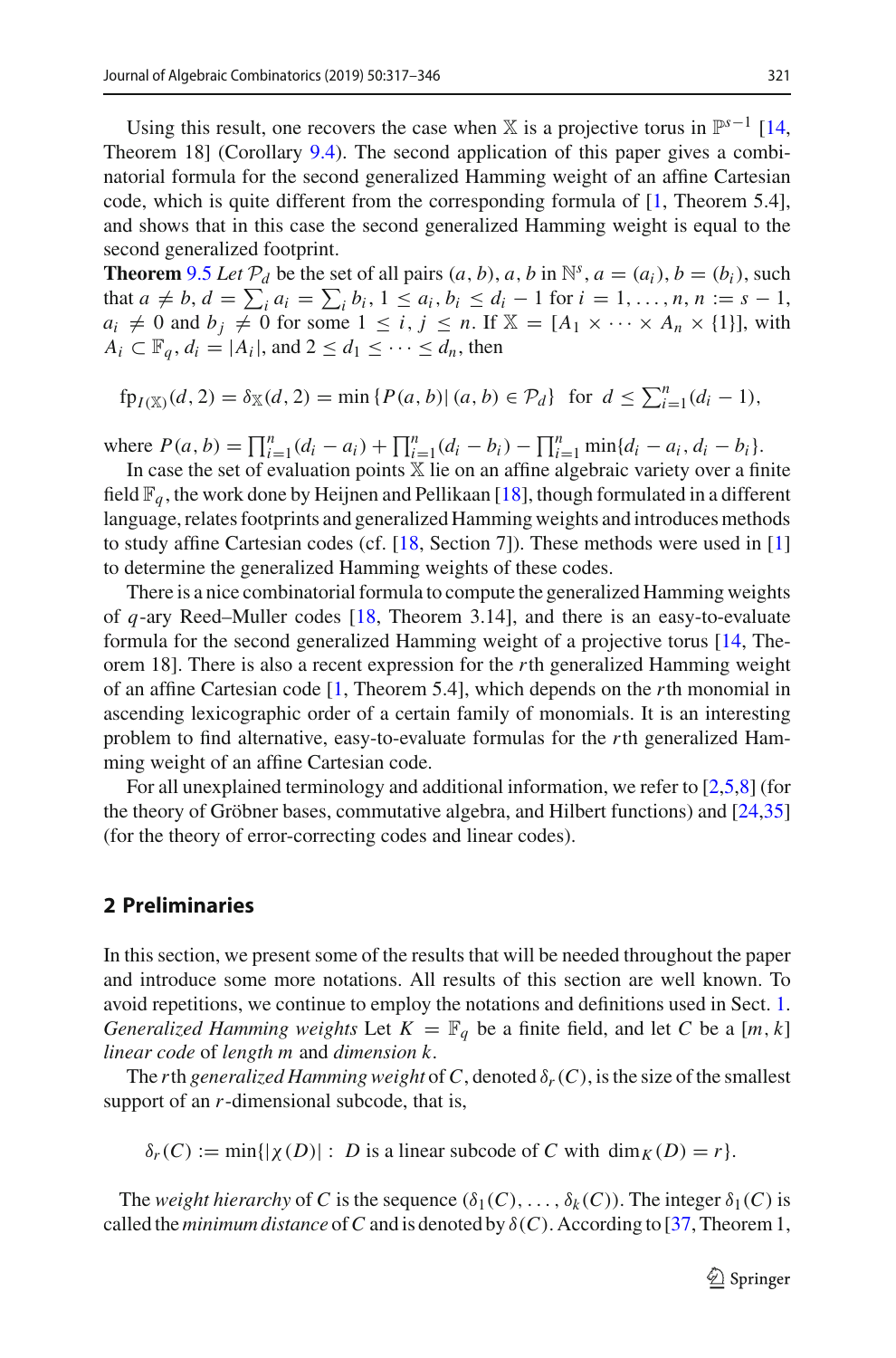Using this result, one recovers the case when $\mathbb{X}$ is a projective torus in $\mathbb{P}^{s-1}$ [14, Theorem 18] (Corollary 9.4). The second application of this paper gives a combinatorial formula for the second generalized Hamming weight of an affine Cartesian code, which is quite different from the corresponding formula of [1, Theorem 5.4], and shows that in this case the second generalized Hamming weight is equal to the second generalized footprint.

**Theorem** 9.5 *Let* $\mathcal{P}_d$ be the set of all pairs $(a, b)$, $a, b$ in $\mathbb{N}^s$, $a = (a_i)$, $b = (b_i)$, such that $a \neq b$, $d = \sum_i a_i = \sum_i b_i$, $1 \leq a_i, b_i \leq d_i - 1$ for $i = 1, \ldots, n$, $n := s - 1$, $a_i \neq 0$ and $b_j \neq 0$ for some $1 \leq i, j \leq n$. If $\mathbb{X} = [A_1 \times \cdots \times A_n \times \{1\}]$, with $A_i \subset \mathbb{F}_q$, $d_i = |A_i|$, and $2 \leq d_1 \leq \cdots \leq d_n$, then

$$\mathrm{fp}_{I(\mathbb{X})}(d, 2) = \delta_{\mathbb{X}}(d, 2) = \min\{P(a, b) \,|\, (a, b) \in \mathcal{P}_d\} \quad \text{for } d \leq \sum_{i=1}^{n}(d_i - 1),$$

where $P(a, b) = \prod_{i=1}^{n}(d_i - a_i) + \prod_{i=1}^{n}(d_i - b_i) - \prod_{i=1}^{n} \min\{d_i - a_i, d_i - b_i\}$.

In case the set of evaluation points $\mathbb{X}$ lie on an affine algebraic variety over a finite field $\mathbb{F}_q$, the work done by Heijnen and Pellikaan [18], though formulated in a different language, relates footprints and generalized Hamming weights and introduces methods to study affine Cartesian codes (cf. [18, Section 7]). These methods were used in [1] to determine the generalized Hamming weights of these codes.

There is a nice combinatorial formula to compute the generalized Hamming weights of $q$-ary Reed–Muller codes [18, Theorem 3.14], and there is an easy-to-evaluate formula for the second generalized Hamming weight of a projective torus [14, Theorem 18]. There is also a recent expression for the $r$th generalized Hamming weight of an affine Cartesian code [1, Theorem 5.4], which depends on the $r$th monomial in ascending lexicographic order of a certain family of monomials. It is an interesting problem to find alternative, easy-to-evaluate formulas for the $r$th generalized Hamming weight of an affine Cartesian code.

For all unexplained terminology and additional information, we refer to [2,5,8] (for the theory of Gröbner bases, commutative algebra, and Hilbert functions) and [24,35] (for the theory of error-correcting codes and linear codes).

## 2 Preliminaries

In this section, we present some of the results that will be needed throughout the paper and introduce some more notations. All results of this section are well known. To avoid repetitions, we continue to employ the notations and definitions used in Sect. 1. *Generalized Hamming weights* Let $K = \mathbb{F}_q$ be a finite field, and let $C$ be a $[m, k]$ *linear code* of *length* $m$ and *dimension* $k$.

The $r$th *generalized Hamming weight* of $C$, denoted $\delta_r(C)$, is the size of the smallest support of an $r$-dimensional subcode, that is,

$$\delta_r(C) := \min\{|\chi(D)| : \; D \text{ is a linear subcode of } C \text{ with } \dim_K(D) = r\}.$$

The *weight hierarchy* of $C$ is the sequence $(\delta_1(C), \ldots, \delta_k(C))$. The integer $\delta_1(C)$ is called the *minimum distance* of $C$ and is denoted by $\delta(C)$. According to [37, Theorem 1,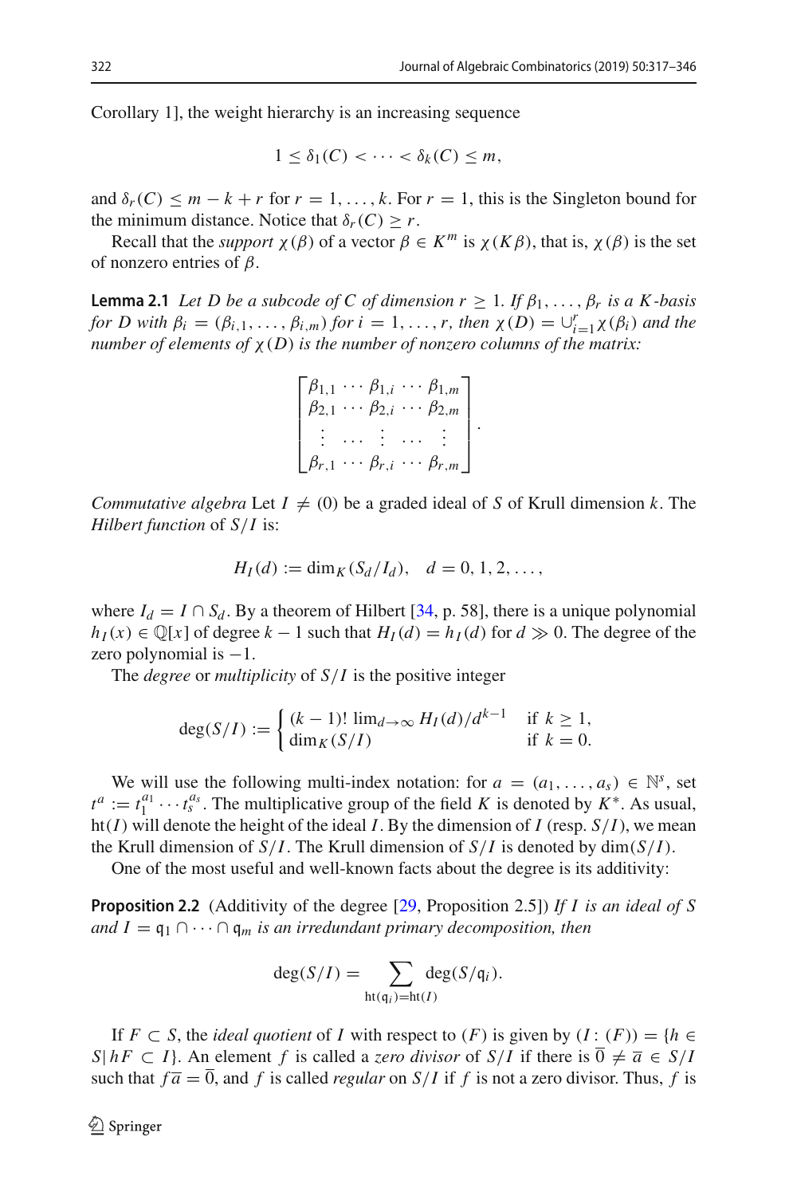Corollary 1], the weight hierarchy is an increasing sequence

$$1 \leq \delta_1(C) < \cdots < \delta_k(C) \leq m,$$

and $\delta_r(C) \leq m - k + r$ for $r = 1, \ldots, k$. For $r = 1$, this is the Singleton bound for the minimum distance. Notice that $\delta_r(C) \geq r$.

Recall that the *support* $\chi(\beta)$ of a vector $\beta \in K^m$ is $\chi(K\beta)$, that is, $\chi(\beta)$ is the set of nonzero entries of $\beta$.

**Lemma 2.1** *Let $D$ be a subcode of $C$ of dimension $r \geq 1$. If $\beta_1, \ldots, \beta_r$ is a $K$-basis for $D$ with $\beta_i = (\beta_{i,1}, \ldots, \beta_{i,m})$ for $i = 1, \ldots, r$, then $\chi(D) = \cup_{i=1}^r \chi(\beta_i)$ and the number of elements of $\chi(D)$ is the number of nonzero columns of the matrix:*

$$\begin{bmatrix} \beta_{1,1} & \cdots & \beta_{1,i} & \cdots & \beta_{1,m} \\ \beta_{2,1} & \cdots & \beta_{2,i} & \cdots & \beta_{2,m} \\ \vdots & \ldots & \vdots & \ldots & \vdots \\ \beta_{r,1} & \cdots & \beta_{r,i} & \cdots & \beta_{r,m} \end{bmatrix}.$$

*Commutative algebra* Let $I \neq (0)$ be a graded ideal of $S$ of Krull dimension $k$. The *Hilbert function* of $S/I$ is:

$$H_I(d) := \dim_K(S_d/I_d), \quad d = 0, 1, 2, \ldots,$$

where $I_d = I \cap S_d$. By a theorem of Hilbert [34, p. 58], there is a unique polynomial $h_I(x) \in \mathbb{Q}[x]$ of degree $k - 1$ such that $H_I(d) = h_I(d)$ for $d \gg 0$. The degree of the zero polynomial is $-1$.

The *degree* or *multiplicity* of $S/I$ is the positive integer

$$\deg(S/I) := \begin{cases} (k-1)! \lim_{d \to \infty} H_I(d)/d^{k-1} & \text{if } k \geq 1, \\ \dim_K(S/I) & \text{if } k = 0. \end{cases}$$

We will use the following multi-index notation: for $a = (a_1, \ldots, a_s) \in \mathbb{N}^s$, set $t^a := t_1^{a_1} \cdots t_s^{a_s}$. The multiplicative group of the field $K$ is denoted by $K^*$. As usual, $\operatorname{ht}(I)$ will denote the height of the ideal $I$. By the dimension of $I$ (resp. $S/I$), we mean the Krull dimension of $S/I$. The Krull dimension of $S/I$ is denoted by $\dim(S/I)$.

One of the most useful and well-known facts about the degree is its additivity:

**Proposition 2.2** (Additivity of the degree [29, Proposition 2.5]) *If $I$ is an ideal of $S$ and $I = \mathfrak{q}_1 \cap \cdots \cap \mathfrak{q}_m$ is an irredundant primary decomposition, then*

$$\deg(S/I) = \sum_{\operatorname{ht}(\mathfrak{q}_i) = \operatorname{ht}(I)} \deg(S/\mathfrak{q}_i).$$

If $F \subset S$, the *ideal quotient* of $I$ with respect to $(F)$ is given by $(I:(F)) = \{h \in S \mid hF \subset I\}$. An element $f$ is called a *zero divisor* of $S/I$ if there is $\overline{0} \neq \overline{a} \in S/I$ such that $f\overline{a} = \overline{0}$, and $f$ is called *regular* on $S/I$ if $f$ is not a zero divisor. Thus, $f$ is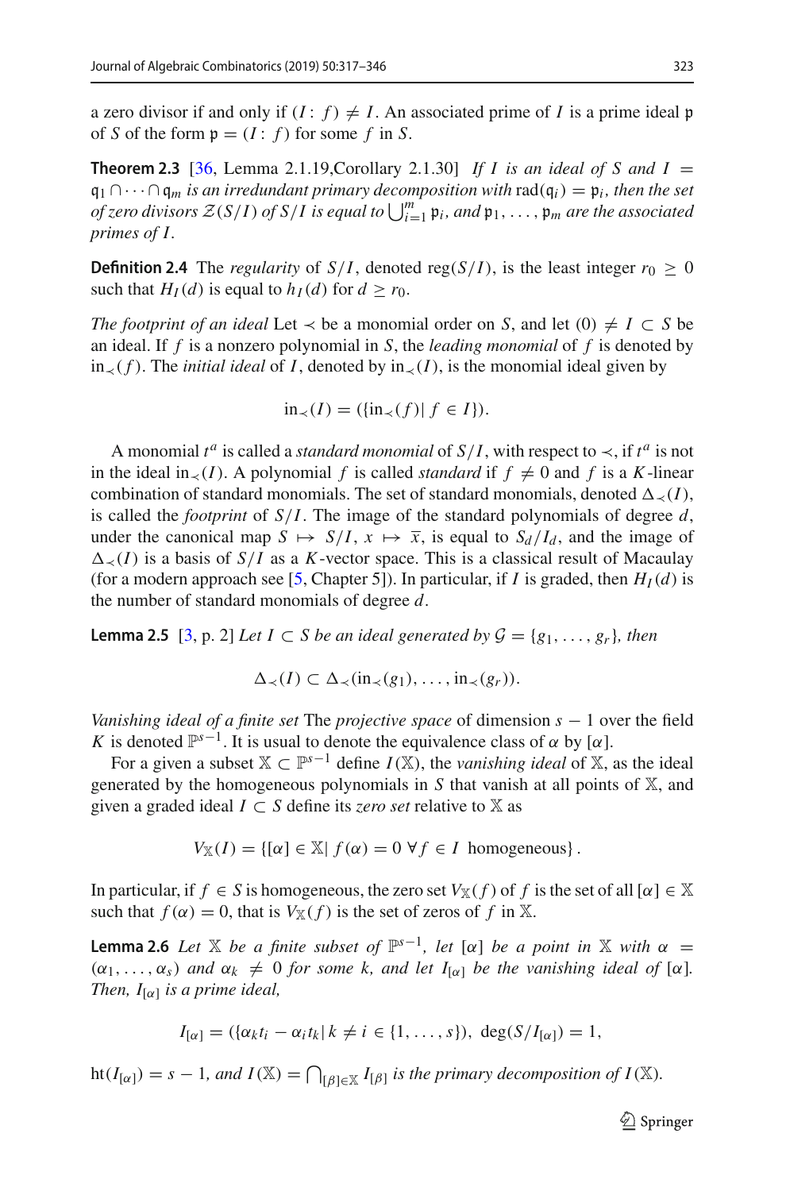a zero divisor if and only if $(I\colon f) \neq I$. An associated prime of $I$ is a prime ideal $\mathfrak{p}$ of $S$ of the form $\mathfrak{p} = (I\colon f)$ for some $f$ in $S$.

**Theorem 2.3** [36, Lemma 2.1.19,Corollary 2.1.30] *If $I$ is an ideal of $S$ and $I = \mathfrak{q}_1 \cap \cdots \cap \mathfrak{q}_m$ is an irredundant primary decomposition with $\mathrm{rad}(\mathfrak{q}_i) = \mathfrak{p}_i$, then the set of zero divisors $\mathcal{Z}(S/I)$ of $S/I$ is equal to $\bigcup_{i=1}^{m} \mathfrak{p}_i$, and $\mathfrak{p}_1, \ldots, \mathfrak{p}_m$ are the associated primes of $I$.*

**Definition 2.4** The *regularity* of $S/I$, denoted $\mathrm{reg}(S/I)$, is the least integer $r_0 \geq 0$ such that $H_I(d)$ is equal to $h_I(d)$ for $d \geq r_0$.

*The footprint of an ideal* Let $\prec$ be a monomial order on $S$, and let $(0) \neq I \subset S$ be an ideal. If $f$ is a nonzero polynomial in $S$, the *leading monomial* of $f$ is denoted by $\mathrm{in}_\prec(f)$. The *initial ideal* of $I$, denoted by $\mathrm{in}_\prec(I)$, is the monomial ideal given by

$$\mathrm{in}_\prec(I) = (\{\mathrm{in}_\prec(f) \mid f \in I\}).$$

A monomial $t^a$ is called a *standard monomial* of $S/I$, with respect to $\prec$, if $t^a$ is not in the ideal $\mathrm{in}_\prec(I)$. A polynomial $f$ is called *standard* if $f \neq 0$ and $f$ is a $K$-linear combination of standard monomials. The set of standard monomials, denoted $\Delta_\prec(I)$, is called the *footprint* of $S/I$. The image of the standard polynomials of degree $d$, under the canonical map $S \mapsto S/I$, $x \mapsto \overline{x}$, is equal to $S_d/I_d$, and the image of $\Delta_\prec(I)$ is a basis of $S/I$ as a $K$-vector space. This is a classical result of Macaulay (for a modern approach see [5, Chapter 5]). In particular, if $I$ is graded, then $H_I(d)$ is the number of standard monomials of degree $d$.

**Lemma 2.5** [3, p. 2] *Let $I \subset S$ be an ideal generated by $\mathcal{G} = \{g_1, \ldots, g_r\}$, then*

$$\Delta_\prec(I) \subset \Delta_\prec(\mathrm{in}_\prec(g_1), \ldots, \mathrm{in}_\prec(g_r)).$$

*Vanishing ideal of a finite set* The *projective space* of dimension $s-1$ over the field $K$ is denoted $\mathbb{P}^{s-1}$. It is usual to denote the equivalence class of $\alpha$ by $[\alpha]$.

For a given a subset $\mathbb{X} \subset \mathbb{P}^{s-1}$ define $I(\mathbb{X})$, the *vanishing ideal* of $\mathbb{X}$, as the ideal generated by the homogeneous polynomials in $S$ that vanish at all points of $\mathbb{X}$, and given a graded ideal $I \subset S$ define its *zero set* relative to $\mathbb{X}$ as

$$V_{\mathbb{X}}(I) = \{[\alpha] \in \mathbb{X} \mid f(\alpha) = 0 \ \forall f \in I \ \text{homogeneous}\}.$$

In particular, if $f \in S$ is homogeneous, the zero set $V_{\mathbb{X}}(f)$ of $f$ is the set of all $[\alpha] \in \mathbb{X}$ such that $f(\alpha) = 0$, that is $V_{\mathbb{X}}(f)$ is the set of zeros of $f$ in $\mathbb{X}$.

**Lemma 2.6** *Let $\mathbb{X}$ be a finite subset of $\mathbb{P}^{s-1}$, let $[\alpha]$ be a point in $\mathbb{X}$ with $\alpha = (\alpha_1, \ldots, \alpha_s)$ and $\alpha_k \neq 0$ for some $k$, and let $I_{[\alpha]}$ be the vanishing ideal of $[\alpha]$. Then, $I_{[\alpha]}$ is a prime ideal,*

$$I_{[\alpha]} = (\{\alpha_k t_i - \alpha_i t_k \mid k \neq i \in \{1, \ldots, s\}),\ \deg(S/I_{[\alpha]}) = 1,$$

$\mathrm{ht}(I_{[\alpha]}) = s-1$*, and* $I(\mathbb{X}) = \bigcap_{[\beta] \in \mathbb{X}} I_{[\beta]}$ *is the primary decomposition of* $I(\mathbb{X})$.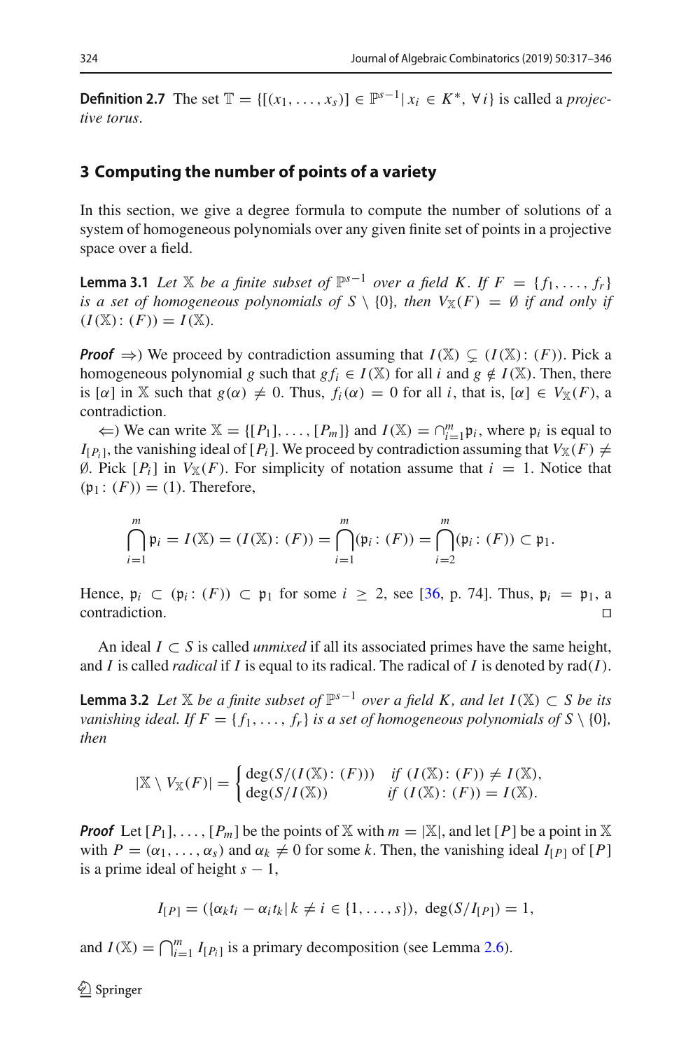**Definition 2.7** The set $\mathbb{T} = \{[(x_1, \ldots, x_s)] \in \mathbb{P}^{s-1} \mid x_i \in K^*, \forall i\}$ is called a *projective torus*.

## 3 Computing the number of points of a variety

In this section, we give a degree formula to compute the number of solutions of a system of homogeneous polynomials over any given finite set of points in a projective space over a field.

**Lemma 3.1** *Let $\mathbb{X}$ be a finite subset of $\mathbb{P}^{s-1}$ over a field $K$. If $F = \{f_1, \ldots, f_r\}$ is a set of homogeneous polynomials of $S \setminus \{0\}$, then $V_{\mathbb{X}}(F) = \emptyset$ if and only if $(I(\mathbb{X}) \colon (F)) = I(\mathbb{X})$.*

***Proof*** $\Rightarrow$) We proceed by contradiction assuming that $I(\mathbb{X}) \subsetneq (I(\mathbb{X}) \colon (F))$. Pick a homogeneous polynomial $g$ such that $gf_i \in I(\mathbb{X})$ for all $i$ and $g \notin I(\mathbb{X})$. Then, there is $[\alpha]$ in $\mathbb{X}$ such that $g(\alpha) \neq 0$. Thus, $f_i(\alpha) = 0$ for all $i$, that is, $[\alpha] \in V_{\mathbb{X}}(F)$, a contradiction.

$\Leftarrow$) We can write $\mathbb{X} = \{[P_1], \ldots, [P_m]\}$ and $I(\mathbb{X}) = \cap_{i=1}^{m} \mathfrak{p}_i$, where $\mathfrak{p}_i$ is equal to $I_{[P_i]}$, the vanishing ideal of $[P_i]$. We proceed by contradiction assuming that $V_{\mathbb{X}}(F) \neq \emptyset$. Pick $[P_i]$ in $V_{\mathbb{X}}(F)$. For simplicity of notation assume that $i = 1$. Notice that $(\mathfrak{p}_1 \colon (F)) = (1)$. Therefore,

$$\bigcap_{i=1}^{m} \mathfrak{p}_i = I(\mathbb{X}) = (I(\mathbb{X}) \colon (F)) = \bigcap_{i=1}^{m} (\mathfrak{p}_i \colon (F)) = \bigcap_{i=2}^{m} (\mathfrak{p}_i \colon (F)) \subset \mathfrak{p}_1.$$

Hence, $\mathfrak{p}_i \subset (\mathfrak{p}_i \colon (F)) \subset \mathfrak{p}_1$ for some $i \geq 2$, see [36, p. 74]. Thus, $\mathfrak{p}_i = \mathfrak{p}_1$, a contradiction. $\square$

An ideal $I \subset S$ is called *unmixed* if all its associated primes have the same height, and $I$ is called *radical* if $I$ is equal to its radical. The radical of $I$ is denoted by $\mathrm{rad}(I)$.

**Lemma 3.2** *Let $\mathbb{X}$ be a finite subset of $\mathbb{P}^{s-1}$ over a field $K$, and let $I(\mathbb{X}) \subset S$ be its vanishing ideal. If $F = \{f_1, \ldots, f_r\}$ is a set of homogeneous polynomials of $S \setminus \{0\}$, then*

$$|\mathbb{X} \setminus V_{\mathbb{X}}(F)| = \begin{cases} \deg(S/(I(\mathbb{X}) \colon (F))) & \text{if } (I(\mathbb{X}) \colon (F)) \neq I(\mathbb{X}), \\ \deg(S/I(\mathbb{X})) & \text{if } (I(\mathbb{X}) \colon (F)) = I(\mathbb{X}). \end{cases}$$

***Proof*** Let $[P_1], \ldots, [P_m]$ be the points of $\mathbb{X}$ with $m = |\mathbb{X}|$, and let $[P]$ be a point in $\mathbb{X}$ with $P = (\alpha_1, \ldots, \alpha_s)$ and $\alpha_k \neq 0$ for some $k$. Then, the vanishing ideal $I_{[P]}$ of $[P]$ is a prime ideal of height $s - 1$,

$$I_{[P]} = (\{\alpha_k t_i - \alpha_i t_k \mid k \neq i \in \{1, \ldots, s\}), \ \deg(S/I_{[P]}) = 1,$$

and $I(\mathbb{X}) = \bigcap_{i=1}^{m} I_{[P_i]}$ is a primary decomposition (see Lemma 2.6).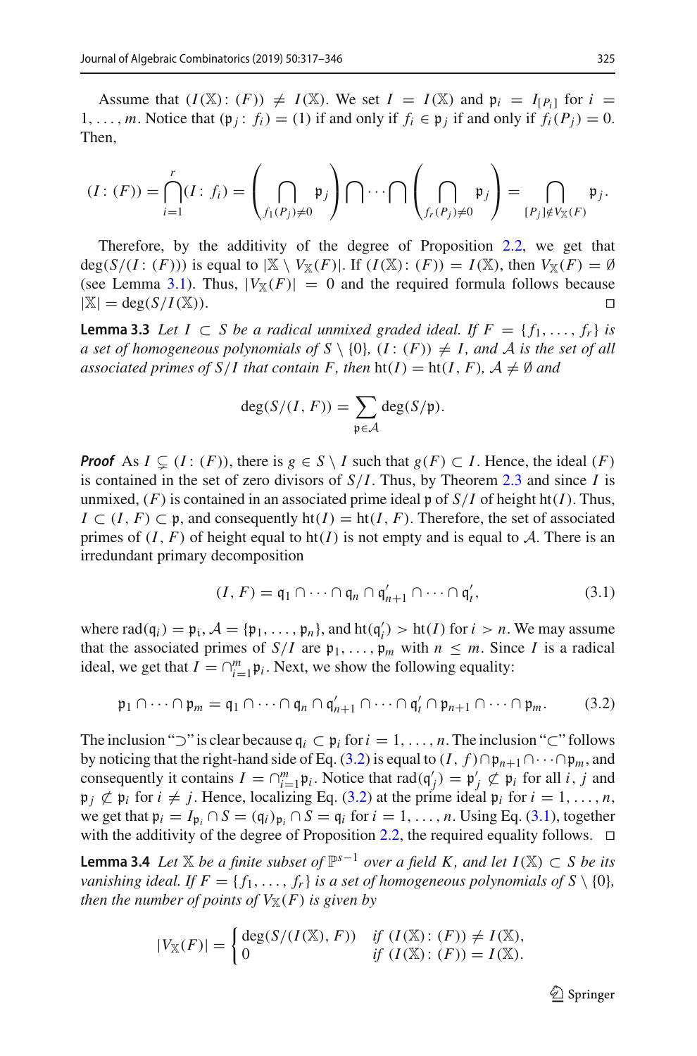Assume that $(I(\mathbb{X})\colon (F)) \neq I(\mathbb{X})$. We set $I = I(\mathbb{X})$ and $\mathfrak{p}_i = I_{[P_i]}$ for $i = 1, \ldots, m$. Notice that $(\mathfrak{p}_j\colon f_i) = (1)$ if and only if $f_i \in \mathfrak{p}_j$ if and only if $f_i(P_j) = 0$. Then,

$$(I\colon (F)) = \bigcap_{i=1}^{r}(I\colon f_i) = \left(\bigcap_{f_1(P_j)\neq 0} \mathfrak{p}_j\right) \bigcap \cdots \bigcap \left(\bigcap_{f_r(P_j)\neq 0} \mathfrak{p}_j\right) = \bigcap_{[P_j]\notin V_{\mathbb{X}}(F)} \mathfrak{p}_j.$$

Therefore, by the additivity of the degree of Proposition 2.2, we get that $\deg(S/(I\colon (F)))$ is equal to $|\mathbb{X} \setminus V_{\mathbb{X}}(F)|$. If $(I(\mathbb{X})\colon (F)) = I(\mathbb{X})$, then $V_{\mathbb{X}}(F) = \emptyset$ (see Lemma 3.1). Thus, $|V_{\mathbb{X}}(F)| = 0$ and the required formula follows because $|\mathbb{X}| = \deg(S/I(\mathbb{X}))$. □

**Lemma 3.3** *Let $I \subset S$ be a radical unmixed graded ideal. If $F = \{f_1, \ldots, f_r\}$ is a set of homogeneous polynomials of $S \setminus \{0\}$, $(I\colon (F)) \neq I$, and $\mathcal{A}$ is the set of all associated primes of $S/I$ that contain $F$, then $\mathrm{ht}(I) = \mathrm{ht}(I, F)$, $\mathcal{A} \neq \emptyset$ and*

$$\deg(S/(I, F)) = \sum_{\mathfrak{p}\in\mathcal{A}} \deg(S/\mathfrak{p}).$$

***Proof*** As $I \subsetneq (I\colon (F))$, there is $g \in S \setminus I$ such that $g(F) \subset I$. Hence, the ideal $(F)$ is contained in the set of zero divisors of $S/I$. Thus, by Theorem 2.3 and since $I$ is unmixed, $(F)$ is contained in an associated prime ideal $\mathfrak{p}$ of $S/I$ of height $\mathrm{ht}(I)$. Thus, $I \subset (I, F) \subset \mathfrak{p}$, and consequently $\mathrm{ht}(I) = \mathrm{ht}(I, F)$. Therefore, the set of associated primes of $(I, F)$ of height equal to $\mathrm{ht}(I)$ is not empty and is equal to $\mathcal{A}$. There is an irredundant primary decomposition

$$(I, F) = \mathfrak{q}_1 \cap \cdots \cap \mathfrak{q}_n \cap \mathfrak{q}'_{n+1} \cap \cdots \cap \mathfrak{q}'_t, \tag{3.1}$$

where $\mathrm{rad}(\mathfrak{q}_i) = \mathfrak{p}_i$, $\mathcal{A} = \{\mathfrak{p}_1, \ldots, \mathfrak{p}_n\}$, and $\mathrm{ht}(\mathfrak{q}'_i) > \mathrm{ht}(I)$ for $i > n$. We may assume that the associated primes of $S/I$ are $\mathfrak{p}_1, \ldots, \mathfrak{p}_m$ with $n \leq m$. Since $I$ is a radical ideal, we get that $I = \cap_{i=1}^{m}\mathfrak{p}_i$. Next, we show the following equality:

$$\mathfrak{p}_1 \cap \cdots \cap \mathfrak{p}_m = \mathfrak{q}_1 \cap \cdots \cap \mathfrak{q}_n \cap \mathfrak{q}'_{n+1} \cap \cdots \cap \mathfrak{q}'_t \cap \mathfrak{p}_{n+1} \cap \cdots \cap \mathfrak{p}_m. \tag{3.2}$$

The inclusion "$\supset$" is clear because $\mathfrak{q}_i \subset \mathfrak{p}_i$ for $i = 1, \ldots, n$. The inclusion "$\subset$" follows by noticing that the right-hand side of Eq. (3.2) is equal to $(I, f) \cap \mathfrak{p}_{n+1} \cap \cdots \cap \mathfrak{p}_m$, and consequently it contains $I = \cap_{i=1}^{m}\mathfrak{p}_i$. Notice that $\mathrm{rad}(\mathfrak{q}'_j) = \mathfrak{p}'_j \not\subset \mathfrak{p}_i$ for all $i, j$ and $\mathfrak{p}_j \not\subset \mathfrak{p}_i$ for $i \neq j$. Hence, localizing Eq. (3.2) at the prime ideal $\mathfrak{p}_i$ for $i = 1, \ldots, n$, we get that $\mathfrak{p}_i = I_{\mathfrak{p}_i} \cap S = (\mathfrak{q}_i)_{\mathfrak{p}_i} \cap S = \mathfrak{q}_i$ for $i = 1, \ldots, n$. Using Eq. (3.1), together with the additivity of the degree of Proposition 2.2, the required equality follows. □

**Lemma 3.4** *Let $\mathbb{X}$ be a finite subset of $\mathbb{P}^{s-1}$ over a field $K$, and let $I(\mathbb{X}) \subset S$ be its vanishing ideal. If $F = \{f_1, \ldots, f_r\}$ is a set of homogeneous polynomials of $S \setminus \{0\}$, then the number of points of $V_{\mathbb{X}}(F)$ is given by*

$$|V_{\mathbb{X}}(F)| = \begin{cases} \deg(S/(I(\mathbb{X}), F)) & \text{if } (I(\mathbb{X})\colon (F)) \neq I(\mathbb{X}), \\ 0 & \text{if } (I(\mathbb{X})\colon (F)) = I(\mathbb{X}). \end{cases}$$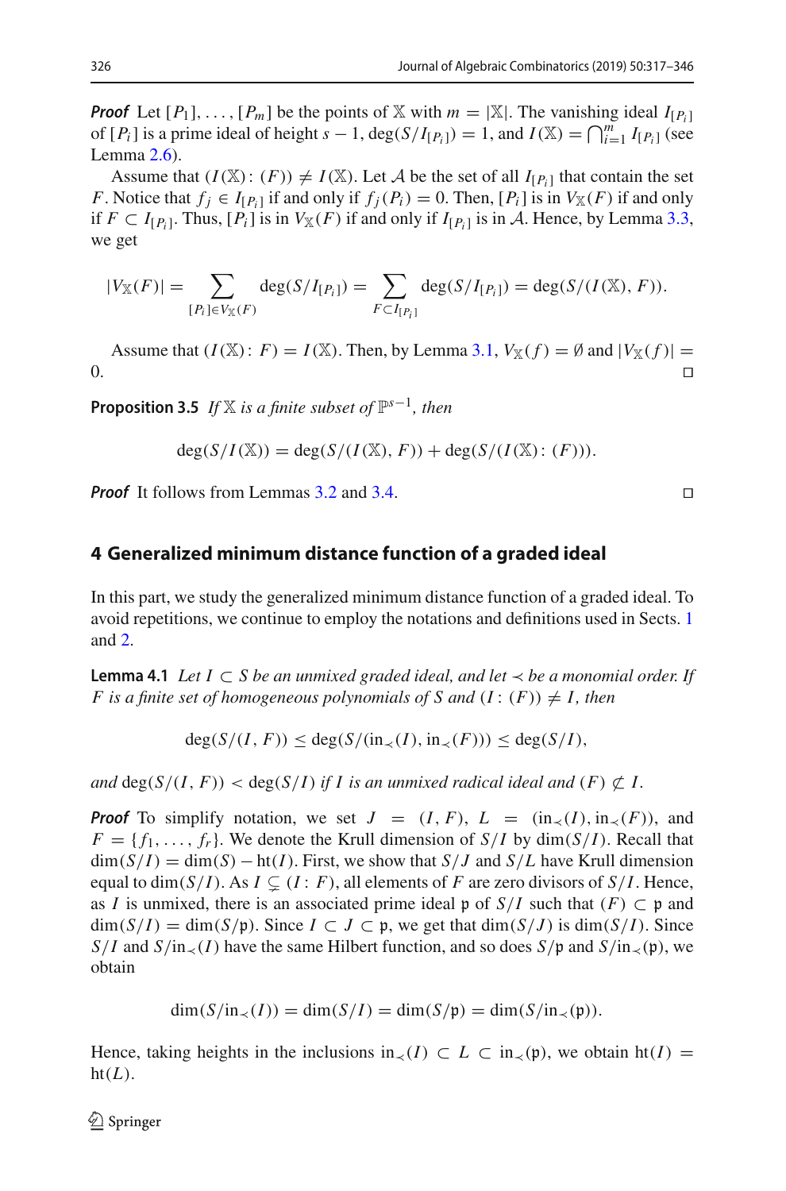*Proof* Let $[P_1], \ldots, [P_m]$ be the points of $\mathbb{X}$ with $m = |\mathbb{X}|$. The vanishing ideal $I_{[P_i]}$ of $[P_i]$ is a prime ideal of height $s-1$, $\deg(S/I_{[P_i]}) = 1$, and $I(\mathbb{X}) = \bigcap_{i=1}^{m} I_{[P_i]}$ (see Lemma 2.6).

Assume that $(I(\mathbb{X})\colon (F)) \neq I(\mathbb{X})$. Let $\mathcal{A}$ be the set of all $I_{[P_i]}$ that contain the set $F$. Notice that $f_j \in I_{[P_i]}$ if and only if $f_j(P_i) = 0$. Then, $[P_i]$ is in $V_{\mathbb{X}}(F)$ if and only if $F \subset I_{[P_i]}$. Thus, $[P_i]$ is in $V_{\mathbb{X}}(F)$ if and only if $I_{[P_i]}$ is in $\mathcal{A}$. Hence, by Lemma 3.3, we get

$$|V_{\mathbb{X}}(F)| = \sum_{[P_i]\in V_{\mathbb{X}}(F)} \deg(S/I_{[P_i]}) = \sum_{F\subset I_{[P_i]}} \deg(S/I_{[P_i]}) = \deg(S/(I(\mathbb{X}), F)).$$

Assume that $(I(\mathbb{X})\colon F) = I(\mathbb{X})$. Then, by Lemma 3.1, $V_{\mathbb{X}}(f) = \emptyset$ and $|V_{\mathbb{X}}(f)| = 0$. □

**Proposition 3.5** *If $\mathbb{X}$ is a finite subset of $\mathbb{P}^{s-1}$, then*

$$\deg(S/I(\mathbb{X})) = \deg(S/(I(\mathbb{X}), F)) + \deg(S/(I(\mathbb{X})\colon (F))).$$

*Proof* It follows from Lemmas 3.2 and 3.4. □

## 4 Generalized minimum distance function of a graded ideal

In this part, we study the generalized minimum distance function of a graded ideal. To avoid repetitions, we continue to employ the notations and definitions used in Sects. 1 and 2.

**Lemma 4.1** *Let $I \subset S$ be an unmixed graded ideal, and let $\prec$ be a monomial order. If $F$ is a finite set of homogeneous polynomials of $S$ and $(I\colon (F)) \neq I$, then*

$$\deg(S/(I, F)) \leq \deg(S/(\mathrm{in}_\prec(I), \mathrm{in}_\prec(F))) \leq \deg(S/I),$$

*and $\deg(S/(I, F)) < \deg(S/I)$ if $I$ is an unmixed radical ideal and $(F) \not\subset I$.*

*Proof* To simplify notation, we set $J = (I, F)$, $L = (\mathrm{in}_\prec(I), \mathrm{in}_\prec(F))$, and $F = \{f_1, \ldots, f_r\}$. We denote the Krull dimension of $S/I$ by $\dim(S/I)$. Recall that $\dim(S/I) = \dim(S) - \mathrm{ht}(I)$. First, we show that $S/J$ and $S/L$ have Krull dimension equal to $\dim(S/I)$. As $I \subsetneq (I\colon F)$, all elements of $F$ are zero divisors of $S/I$. Hence, as $I$ is unmixed, there is an associated prime ideal $\mathfrak{p}$ of $S/I$ such that $(F) \subset \mathfrak{p}$ and $\dim(S/I) = \dim(S/\mathfrak{p})$. Since $I \subset J \subset \mathfrak{p}$, we get that $\dim(S/J)$ is $\dim(S/I)$. Since $S/I$ and $S/\mathrm{in}_\prec(I)$ have the same Hilbert function, and so does $S/\mathfrak{p}$ and $S/\mathrm{in}_\prec(\mathfrak{p})$, we obtain

$$\dim(S/\mathrm{in}_\prec(I)) = \dim(S/I) = \dim(S/\mathfrak{p}) = \dim(S/\mathrm{in}_\prec(\mathfrak{p})).$$

Hence, taking heights in the inclusions $\mathrm{in}_\prec(I) \subset L \subset \mathrm{in}_\prec(\mathfrak{p})$, we obtain $\mathrm{ht}(I) = \mathrm{ht}(L)$.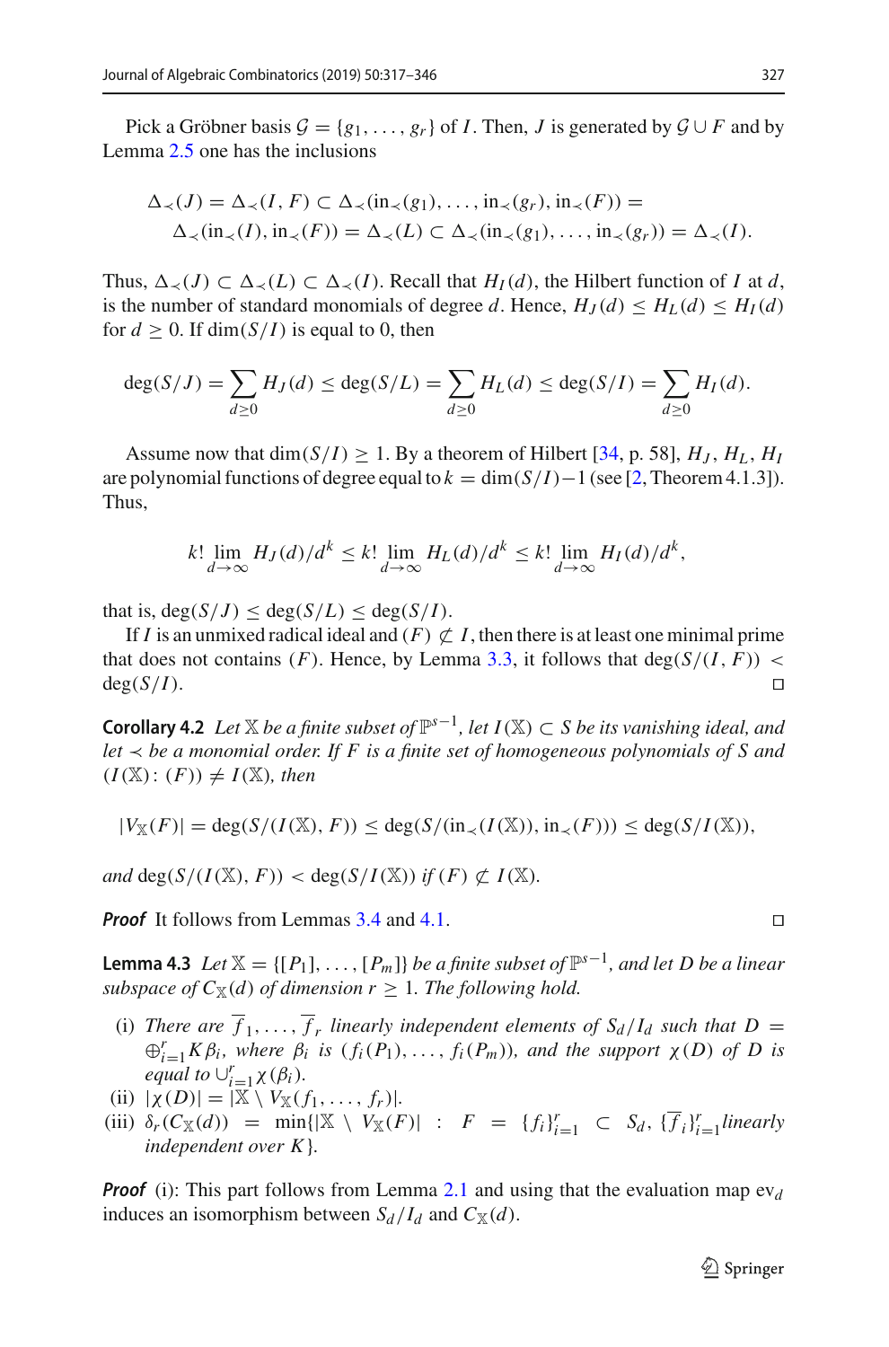Pick a Gröbner basis $\mathcal{G} = \{g_1, \ldots, g_r\}$ of $I$. Then, $J$ is generated by $\mathcal{G} \cup F$ and by Lemma 2.5 one has the inclusions

$$\Delta_\prec(J) = \Delta_\prec(I, F) \subset \Delta_\prec(\mathrm{in}_\prec(g_1), \ldots, \mathrm{in}_\prec(g_r), \mathrm{in}_\prec(F)) = \\ \Delta_\prec(\mathrm{in}_\prec(I), \mathrm{in}_\prec(F)) = \Delta_\prec(L) \subset \Delta_\prec(\mathrm{in}_\prec(g_1), \ldots, \mathrm{in}_\prec(g_r)) = \Delta_\prec(I).$$

Thus, $\Delta_\prec(J) \subset \Delta_\prec(L) \subset \Delta_\prec(I)$. Recall that $H_I(d)$, the Hilbert function of $I$ at $d$, is the number of standard monomials of degree $d$. Hence, $H_J(d) \leq H_L(d) \leq H_I(d)$ for $d \geq 0$. If $\dim(S/I)$ is equal to 0, then

$$\deg(S/J) = \sum_{d \geq 0} H_J(d) \leq \deg(S/L) = \sum_{d \geq 0} H_L(d) \leq \deg(S/I) = \sum_{d \geq 0} H_I(d).$$

Assume now that $\dim(S/I) \geq 1$. By a theorem of Hilbert [34, p. 58], $H_J$, $H_L$, $H_I$ are polynomial functions of degree equal to $k = \dim(S/I) - 1$ (see [2, Theorem 4.1.3]). Thus,

$$k! \lim_{d \to \infty} H_J(d)/d^k \leq k! \lim_{d \to \infty} H_L(d)/d^k \leq k! \lim_{d \to \infty} H_I(d)/d^k,$$

that is, $\deg(S/J) \leq \deg(S/L) \leq \deg(S/I)$.

If $I$ is an unmixed radical ideal and $(F) \not\subset I$, then there is at least one minimal prime that does not contains $(F)$. Hence, by Lemma 3.3, it follows that $\deg(S/(I, F)) < \deg(S/I)$. □

**Corollary 4.2** *Let $\mathbb{X}$ be a finite subset of $\mathbb{P}^{s-1}$, let $I(\mathbb{X}) \subset S$ be its vanishing ideal, and let $\prec$ be a monomial order. If $F$ is a finite set of homogeneous polynomials of $S$ and $(I(\mathbb{X})\colon (F)) \neq I(\mathbb{X})$, then*

$$|V_{\mathbb{X}}(F)| = \deg(S/(I(\mathbb{X}), F)) \leq \deg(S/(\mathrm{in}_\prec(I(\mathbb{X})), \mathrm{in}_\prec(F))) \leq \deg(S/I(\mathbb{X})),$$

*and* $\deg(S/(I(\mathbb{X}), F)) < \deg(S/I(\mathbb{X}))$ *if* $(F) \not\subset I(\mathbb{X})$.

***Proof*** It follows from Lemmas 3.4 and 4.1. □

**Lemma 4.3** *Let $\mathbb{X} = \{[P_1], \ldots, [P_m]\}$ be a finite subset of $\mathbb{P}^{s-1}$, and let $D$ be a linear subspace of $C_{\mathbb{X}}(d)$ of dimension $r \geq 1$. The following hold.*

- (i) *There are $\overline{f}_1, \ldots, \overline{f}_r$ linearly independent elements of $S_d/I_d$ such that $D = \oplus_{i=1}^r K\beta_i$, where $\beta_i$ is $(f_i(P_1), \ldots, f_i(P_m))$, and the support $\chi(D)$ of $D$ is equal to $\cup_{i=1}^r \chi(\beta_i)$.*
- (ii) $|\chi(D)| = |\mathbb{X} \setminus V_{\mathbb{X}}(f_1, \ldots, f_r)|$.
- (iii) $\delta_r(C_{\mathbb{X}}(d)) = \min\{|\mathbb{X} \setminus V_{\mathbb{X}}(F)| \,:\, F = \{f_i\}_{i=1}^r \subset S_d, \{\overline{f}_i\}_{i=1}^r$ *linearly independent over* $K\}$.

***Proof*** (i): This part follows from Lemma 2.1 and using that the evaluation map $\mathrm{ev}_d$ induces an isomorphism between $S_d/I_d$ and $C_{\mathbb{X}}(d)$.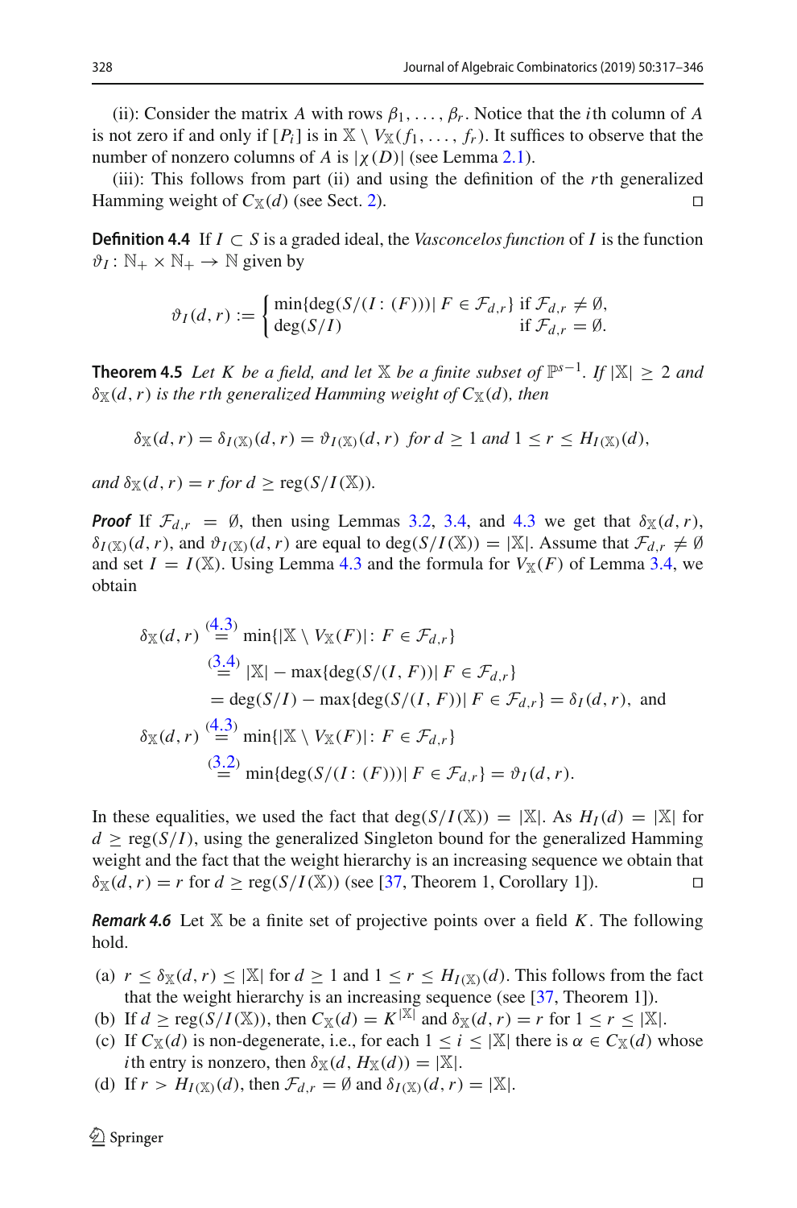(ii): Consider the matrix $A$ with rows $\beta_1, \ldots, \beta_r$. Notice that the $i$th column of $A$ is not zero if and only if $[P_i]$ is in $\mathbb{X} \setminus V_{\mathbb{X}}(f_1, \ldots, f_r)$. It suffices to observe that the number of nonzero columns of $A$ is $|\chi(D)|$ (see Lemma 2.1).

(iii): This follows from part (ii) and using the definition of the $r$th generalized Hamming weight of $C_{\mathbb{X}}(d)$ (see Sect. 2). □

**Definition 4.4** If $I \subset S$ is a graded ideal, the *Vasconcelos function* of $I$ is the function $\vartheta_I : \mathbb{N}_+ \times \mathbb{N}_+ \to \mathbb{N}$ given by

$$\vartheta_I(d, r) := \begin{cases} \min\{\deg(S/(I : (F)))\mid F \in \mathcal{F}_{d,r}\} & \text{if } \mathcal{F}_{d,r} \neq \emptyset, \\ \deg(S/I) & \text{if } \mathcal{F}_{d,r} = \emptyset. \end{cases}$$

**Theorem 4.5** *Let $K$ be a field, and let $\mathbb{X}$ be a finite subset of $\mathbb{P}^{s-1}$. If $|\mathbb{X}| \geq 2$ and $\delta_{\mathbb{X}}(d, r)$ is the $r$th generalized Hamming weight of $C_{\mathbb{X}}(d)$, then*

$$\delta_{\mathbb{X}}(d, r) = \delta_{I(\mathbb{X})}(d, r) = \vartheta_{I(\mathbb{X})}(d, r) \text{ for } d \geq 1 \text{ and } 1 \leq r \leq H_{I(\mathbb{X})}(d),$$

*and $\delta_{\mathbb{X}}(d, r) = r$ for $d \geq \operatorname{reg}(S/I(\mathbb{X}))$.*

***Proof*** If $\mathcal{F}_{d,r} = \emptyset$, then using Lemmas 3.2, 3.4, and 4.3 we get that $\delta_{\mathbb{X}}(d, r)$, $\delta_{I(\mathbb{X})}(d, r)$, and $\vartheta_{I(\mathbb{X})}(d, r)$ are equal to $\deg(S/I(\mathbb{X})) = |\mathbb{X}|$. Assume that $\mathcal{F}_{d,r} \neq \emptyset$ and set $I = I(\mathbb{X})$. Using Lemma 4.3 and the formula for $V_{\mathbb{X}}(F)$ of Lemma 3.4, we obtain

$$\begin{aligned}
\delta_{\mathbb{X}}(d, r) &\overset{(4.3)}{=} \min\{|\mathbb{X} \setminus V_{\mathbb{X}}(F)| : F \in \mathcal{F}_{d,r}\} \\
&\overset{(3.4)}{=} |\mathbb{X}| - \max\{\deg(S/(I, F))\mid F \in \mathcal{F}_{d,r}\} \\
&= \deg(S/I) - \max\{\deg(S/(I, F))\mid F \in \mathcal{F}_{d,r}\} = \delta_I(d, r), \text{ and} \\
\delta_{\mathbb{X}}(d, r) &\overset{(4.3)}{=} \min\{|\mathbb{X} \setminus V_{\mathbb{X}}(F)| : F \in \mathcal{F}_{d,r}\} \\
&\overset{(3.2)}{=} \min\{\deg(S/(I : (F)))\mid F \in \mathcal{F}_{d,r}\} = \vartheta_I(d, r).
\end{aligned}$$

In these equalities, we used the fact that $\deg(S/I(\mathbb{X})) = |\mathbb{X}|$. As $H_I(d) = |\mathbb{X}|$ for $d \geq \operatorname{reg}(S/I)$, using the generalized Singleton bound for the generalized Hamming weight and the fact that the weight hierarchy is an increasing sequence we obtain that $\delta_{\mathbb{X}}(d, r) = r$ for $d \geq \operatorname{reg}(S/I(\mathbb{X}))$ (see [37, Theorem 1, Corollary 1]). □

***Remark 4.6*** Let $\mathbb{X}$ be a finite set of projective points over a field $K$. The following hold.

(a) $r \leq \delta_{\mathbb{X}}(d, r) \leq |\mathbb{X}|$ for $d \geq 1$ and $1 \leq r \leq H_{I(\mathbb{X})}(d)$. This follows from the fact that the weight hierarchy is an increasing sequence (see [37, Theorem 1]).

(b) If $d \geq \operatorname{reg}(S/I(\mathbb{X}))$, then $C_{\mathbb{X}}(d) = K^{|\mathbb{X}|}$ and $\delta_{\mathbb{X}}(d, r) = r$ for $1 \leq r \leq |\mathbb{X}|$.

(c) If $C_{\mathbb{X}}(d)$ is non-degenerate, i.e., for each $1 \leq i \leq |\mathbb{X}|$ there is $\alpha \in C_{\mathbb{X}}(d)$ whose $i$th entry is nonzero, then $\delta_{\mathbb{X}}(d, H_{\mathbb{X}}(d)) = |\mathbb{X}|$.

(d) If $r > H_{I(\mathbb{X})}(d)$, then $\mathcal{F}_{d,r} = \emptyset$ and $\delta_{I(\mathbb{X})}(d, r) = |\mathbb{X}|$.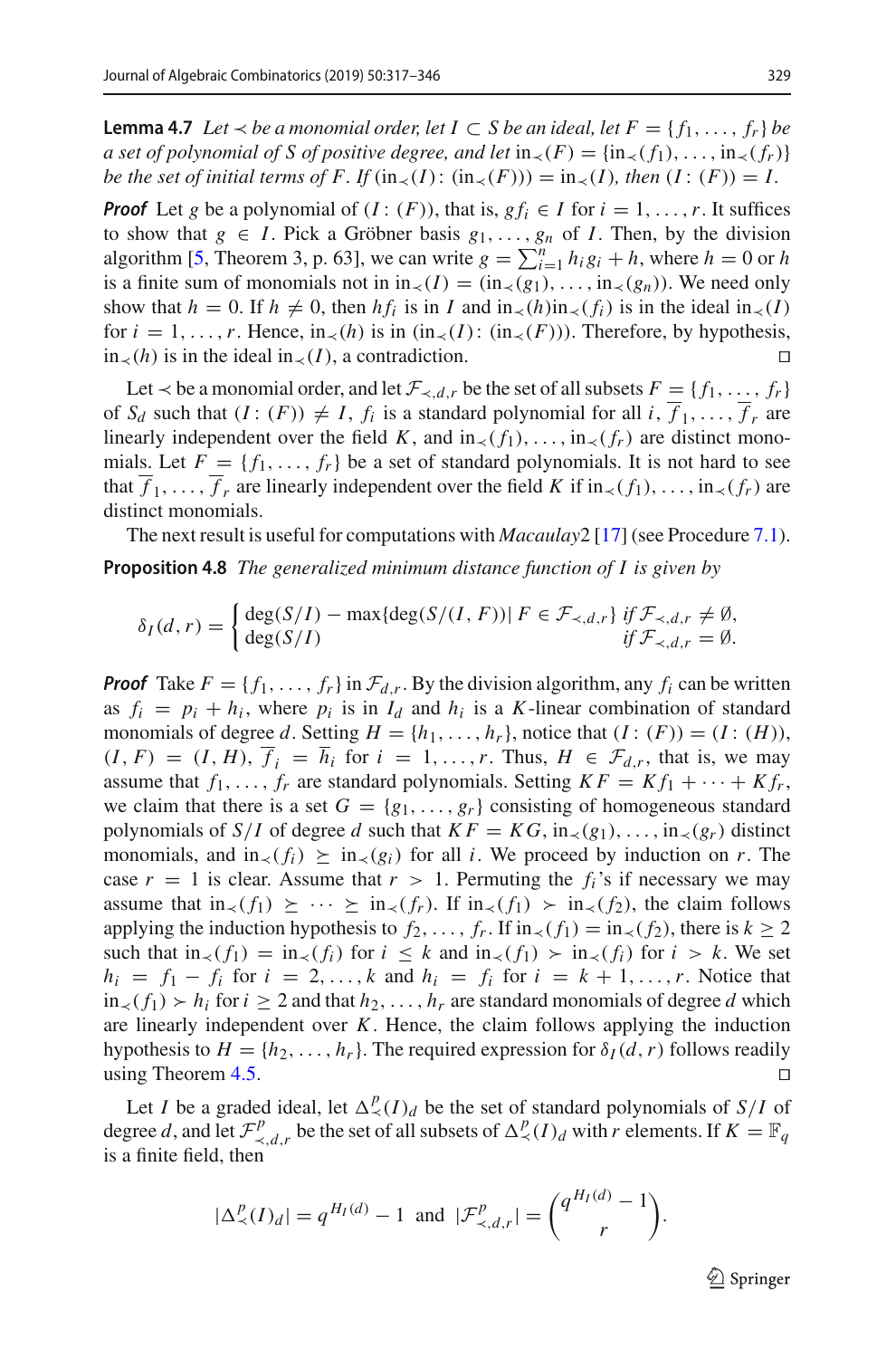**Lemma 4.7** *Let $\prec$ be a monomial order, let $I \subset S$ be an ideal, let $F = \{f_1, \ldots, f_r\}$ be a set of polynomial of $S$ of positive degree, and let $\text{in}_\prec(F) = \{\text{in}_\prec(f_1), \ldots, \text{in}_\prec(f_r)\}$ be the set of initial terms of $F$. If $(\text{in}_\prec(I) \colon (\text{in}_\prec(F))) = \text{in}_\prec(I)$, then $(I \colon (F)) = I$.*

***Proof*** Let $g$ be a polynomial of $(I \colon (F))$, that is, $gf_i \in I$ for $i = 1, \ldots, r$. It suffices to show that $g \in I$. Pick a Gröbner basis $g_1, \ldots, g_n$ of $I$. Then, by the division algorithm [5, Theorem 3, p. 63], we can write $g = \sum_{i=1}^{n} h_i g_i + h$, where $h = 0$ or $h$ is a finite sum of monomials not in $\text{in}_\prec(I) = (\text{in}_\prec(g_1), \ldots, \text{in}_\prec(g_n))$. We need only show that $h = 0$. If $h \neq 0$, then $hf_i$ is in $I$ and $\text{in}_\prec(h)\text{in}_\prec(f_i)$ is in the ideal $\text{in}_\prec(I)$ for $i = 1, \ldots, r$. Hence, $\text{in}_\prec(h)$ is in $(\text{in}_\prec(I) \colon (\text{in}_\prec(F)))$. Therefore, by hypothesis, $\text{in}_\prec(h)$ is in the ideal $\text{in}_\prec(I)$, a contradiction. □

Let $\prec$ be a monomial order, and let $\mathcal{F}_{\prec,d,r}$ be the set of all subsets $F = \{f_1, \ldots, f_r\}$ of $S_d$ such that $(I \colon (F)) \neq I$, $f_i$ is a standard polynomial for all $i$, $\overline{f}_1, \ldots, \overline{f}_r$ are linearly independent over the field $K$, and $\text{in}_\prec(f_1), \ldots, \text{in}_\prec(f_r)$ are distinct monomials. Let $F = \{f_1, \ldots, f_r\}$ be a set of standard polynomials. It is not hard to see that $\overline{f}_1, \ldots, \overline{f}_r$ are linearly independent over the field $K$ if $\text{in}_\prec(f_1), \ldots, \text{in}_\prec(f_r)$ are distinct monomials.

The next result is useful for computations with *Macaulay*2 [17] (see Procedure 7.1).

**Proposition 4.8** *The generalized minimum distance function of $I$ is given by*

$$\delta_I(d, r) = \begin{cases} \deg(S/I) - \max\{\deg(S/(I, F)) \mid F \in \mathcal{F}_{\prec,d,r}\} & \text{if } \mathcal{F}_{\prec,d,r} \neq \emptyset, \\ \deg(S/I) & \text{if } \mathcal{F}_{\prec,d,r} = \emptyset. \end{cases}$$

***Proof*** Take $F = \{f_1, \ldots, f_r\}$ in $\mathcal{F}_{d,r}$. By the division algorithm, any $f_i$ can be written as $f_i = p_i + h_i$, where $p_i$ is in $I_d$ and $h_i$ is a $K$-linear combination of standard monomials of degree $d$. Setting $H = \{h_1, \ldots, h_r\}$, notice that $(I \colon (F)) = (I \colon (H))$, $(I, F) = (I, H)$, $\overline{f}_i = \overline{h}_i$ for $i = 1, \ldots, r$. Thus, $H \in \mathcal{F}_{d,r}$, that is, we may assume that $f_1, \ldots, f_r$ are standard polynomials. Setting $KF = Kf_1 + \cdots + Kf_r$, we claim that there is a set $G = \{g_1, \ldots, g_r\}$ consisting of homogeneous standard polynomials of $S/I$ of degree $d$ such that $KF = KG$, $\text{in}_\prec(g_1), \ldots, \text{in}_\prec(g_r)$ distinct monomials, and $\text{in}_\prec(f_i) \succeq \text{in}_\prec(g_i)$ for all $i$. We proceed by induction on $r$. The case $r = 1$ is clear. Assume that $r > 1$. Permuting the $f_i$'s if necessary we may assume that $\text{in}_\prec(f_1) \succeq \cdots \succeq \text{in}_\prec(f_r)$. If $\text{in}_\prec(f_1) \succ \text{in}_\prec(f_2)$, the claim follows applying the induction hypothesis to $f_2, \ldots, f_r$. If $\text{in}_\prec(f_1) = \text{in}_\prec(f_2)$, there is $k \geq 2$ such that $\text{in}_\prec(f_1) = \text{in}_\prec(f_i)$ for $i \leq k$ and $\text{in}_\prec(f_1) \succ \text{in}_\prec(f_i)$ for $i > k$. We set $h_i = f_1 - f_i$ for $i = 2, \ldots, k$ and $h_i = f_i$ for $i = k+1, \ldots, r$. Notice that $\text{in}_\prec(f_1) \succ h_i$ for $i \geq 2$ and that $h_2, \ldots, h_r$ are standard monomials of degree $d$ which are linearly independent over $K$. Hence, the claim follows applying the induction hypothesis to $H = \{h_2, \ldots, h_r\}$. The required expression for $\delta_I(d, r)$ follows readily using Theorem 4.5. □

Let $I$ be a graded ideal, let $\Delta_\prec^p(I)_d$ be the set of standard polynomials of $S/I$ of degree $d$, and let $\mathcal{F}_{\prec,d,r}^p$ be the set of all subsets of $\Delta_\prec^p(I)_d$ with $r$ elements. If $K = \mathbb{F}_q$ is a finite field, then

$$|\Delta_\prec^p(I)_d| = q^{H_I(d)} - 1 \text{ and } |\mathcal{F}_{\prec,d,r}^p| = \binom{q^{H_I(d)} - 1}{r}.$$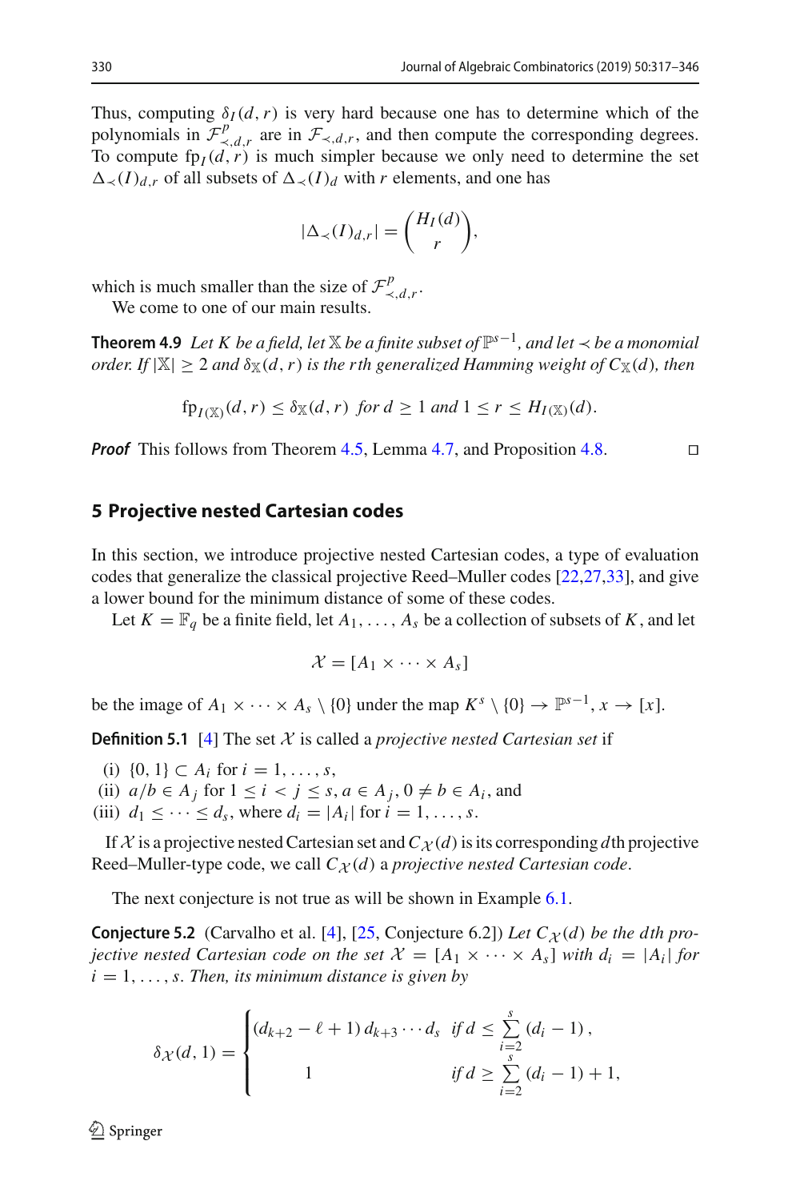Thus, computing $\delta_I(d, r)$ is very hard because one has to determine which of the polynomials in $\mathcal{F}^p_{\prec,d,r}$ are in $\mathcal{F}_{\prec,d,r}$, and then compute the corresponding degrees. To compute $\text{fp}_I(d, r)$ is much simpler because we only need to determine the set $\Delta_\prec(I)_{d,r}$ of all subsets of $\Delta_\prec(I)_d$ with $r$ elements, and one has

$$|\Delta_\prec(I)_{d,r}| = \binom{H_I(d)}{r},$$

which is much smaller than the size of $\mathcal{F}^p_{\prec,d,r}$.

We come to one of our main results.

**Theorem 4.9** *Let $K$ be a field, let $\mathbb{X}$ be a finite subset of $\mathbb{P}^{s-1}$, and let $\prec$ be a monomial order. If $|\mathbb{X}| \geq 2$ and $\delta_{\mathbb{X}}(d, r)$ is the rth generalized Hamming weight of $C_{\mathbb{X}}(d)$, then*

$$\text{fp}_{I(\mathbb{X})}(d, r) \leq \delta_{\mathbb{X}}(d, r) \quad \textit{for } d \geq 1 \textit{ and } 1 \leq r \leq H_{I(\mathbb{X})}(d).$$

***Proof*** This follows from Theorem 4.5, Lemma 4.7, and Proposition 4.8. □

## 5 Projective nested Cartesian codes

In this section, we introduce projective nested Cartesian codes, a type of evaluation codes that generalize the classical projective Reed–Muller codes [22,27,33], and give a lower bound for the minimum distance of some of these codes.

Let $K = \mathbb{F}_q$ be a finite field, let $A_1, \ldots, A_s$ be a collection of subsets of $K$, and let

$$\mathcal{X} = [A_1 \times \cdots \times A_s]$$

be the image of $A_1 \times \cdots \times A_s \setminus \{0\}$ under the map $K^s \setminus \{0\} \to \mathbb{P}^{s-1}$, $x \to [x]$.

**Definition 5.1** [4] The set $\mathcal{X}$ is called a *projective nested Cartesian set* if

(i) $\{0, 1\} \subset A_i$ for $i = 1, \ldots, s$,
(ii) $a/b \in A_j$ for $1 \leq i < j \leq s$, $a \in A_j$, $0 \neq b \in A_i$, and
(iii) $d_1 \leq \cdots \leq d_s$, where $d_i = |A_i|$ for $i = 1, \ldots, s$.

If $\mathcal{X}$ is a projective nested Cartesian set and $C_{\mathcal{X}}(d)$ is its corresponding $d$th projective Reed–Muller-type code, we call $C_{\mathcal{X}}(d)$ a *projective nested Cartesian code*.

The next conjecture is not true as will be shown in Example 6.1.

**Conjecture 5.2** (Carvalho et al. [4], [25, Conjecture 6.2]) *Let $C_{\mathcal{X}}(d)$ be the dth projective nested Cartesian code on the set $\mathcal{X} = [A_1 \times \cdots \times A_s]$ with $d_i = |A_i|$ for $i = 1, \ldots, s$. Then, its minimum distance is given by*

$$\delta_{\mathcal{X}}(d, 1) = \begin{cases} (d_{k+2} - \ell + 1)\, d_{k+3} \cdots d_s & \textit{if } d \leq \sum\limits_{i=2}^{s} (d_i - 1)\,, \\ 1 & \textit{if } d \geq \sum\limits_{i=2}^{s} (d_i - 1) + 1, \end{cases}$$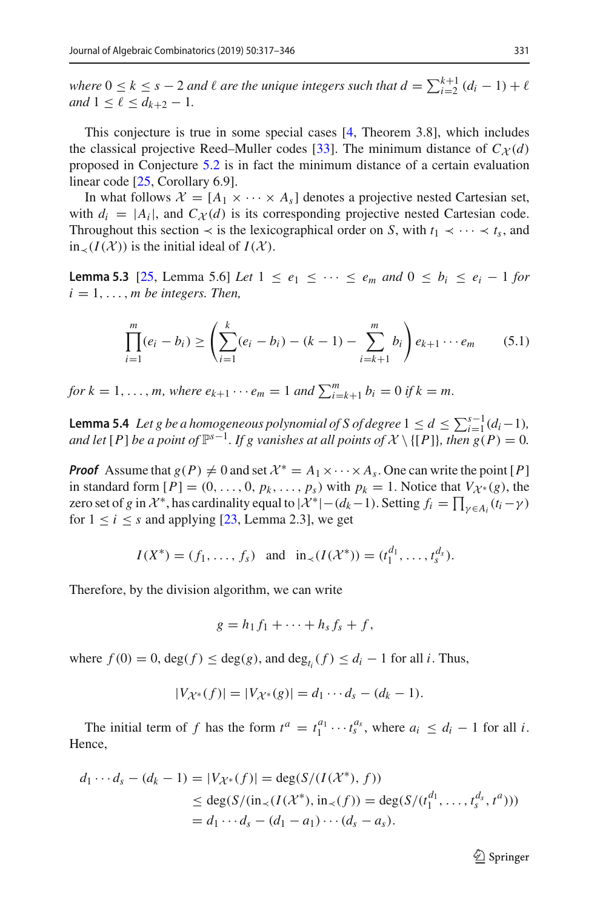*where* $0 \leq k \leq s-2$ *and* $\ell$ *are the unique integers such that* $d = \sum_{i=2}^{k+1}(d_i - 1) + \ell$ *and* $1 \leq \ell \leq d_{k+2} - 1$.

This conjecture is true in some special cases [4, Theorem 3.8], which includes the classical projective Reed–Muller codes [33]. The minimum distance of $C_{\mathcal{X}}(d)$ proposed in Conjecture 5.2 is in fact the minimum distance of a certain evaluation linear code [25, Corollary 6.9].

In what follows $\mathcal{X} = [A_1 \times \cdots \times A_s]$ denotes a projective nested Cartesian set, with $d_i = |A_i|$, and $C_{\mathcal{X}}(d)$ is its corresponding projective nested Cartesian code. Throughout this section $\prec$ is the lexicographical order on $S$, with $t_1 \prec \cdots \prec t_s$, and $\mathrm{in}_{\prec}(I(\mathcal{X}))$ is the initial ideal of $I(\mathcal{X})$.

**Lemma 5.3** [25, Lemma 5.6] *Let* $1 \leq e_1 \leq \cdots \leq e_m$ *and* $0 \leq b_i \leq e_i - 1$ *for* $i = 1, \ldots, m$ *be integers. Then,*

$$\prod_{i=1}^{m}(e_i - b_i) \geq \left(\sum_{i=1}^{k}(e_i - b_i) - (k-1) - \sum_{i=k+1}^{m} b_i\right) e_{k+1} \cdots e_m \qquad (5.1)$$

*for* $k = 1, \ldots, m$, *where* $e_{k+1} \cdots e_m = 1$ *and* $\sum_{i=k+1}^{m} b_i = 0$ *if* $k = m$.

**Lemma 5.4** *Let* $g$ *be a homogeneous polynomial of* $S$ *of degree* $1 \leq d \leq \sum_{i=1}^{s-1}(d_i - 1)$, *and let* $[P]$ *be a point of* $\mathbb{P}^{s-1}$. *If* $g$ *vanishes at all points of* $\mathcal{X} \setminus \{[P]\}$, *then* $g(P) = 0$.

***Proof*** Assume that $g(P) \neq 0$ and set $\mathcal{X}^* = A_1 \times \cdots \times A_s$. One can write the point $[P]$ in standard form $[P] = (0, \ldots, 0, p_k, \ldots, p_s)$ with $p_k = 1$. Notice that $V_{\mathcal{X}^*}(g)$, the zero set of $g$ in $\mathcal{X}^*$, has cardinality equal to $|\mathcal{X}^*| - (d_k - 1)$. Setting $f_i = \prod_{\gamma \in A_i}(t_i - \gamma)$ for $1 \leq i \leq s$ and applying [23, Lemma 2.3], we get

$$I(X^*) = (f_1, \ldots, f_s) \quad \text{and} \quad \mathrm{in}_{\prec}(I(\mathcal{X}^*)) = (t_1^{d_1}, \ldots, t_s^{d_s}).$$

Therefore, by the division algorithm, we can write

$$g = h_1 f_1 + \cdots + h_s f_s + f,$$

where $f(0) = 0$, $\deg(f) \leq \deg(g)$, and $\deg_{t_i}(f) \leq d_i - 1$ for all $i$. Thus,

$$|V_{\mathcal{X}^*}(f)| = |V_{\mathcal{X}^*}(g)| = d_1 \cdots d_s - (d_k - 1).$$

The initial term of $f$ has the form $t^a = t_1^{a_1} \cdots t_s^{a_s}$, where $a_i \leq d_i - 1$ for all $i$. Hence,

$$\begin{aligned}
d_1 \cdots d_s - (d_k - 1) = |V_{\mathcal{X}^*}(f)| &= \deg(S/(I(\mathcal{X}^*), f)) \\
&\leq \deg(S/(\mathrm{in}_{\prec}(I(\mathcal{X}^*), \mathrm{in}_{\prec}(f)) = \deg(S/(t_1^{d_1}, \ldots, t_s^{d_s}, t^a))) \\
&= d_1 \cdots d_s - (d_1 - a_1) \cdots (d_s - a_s).
\end{aligned}$$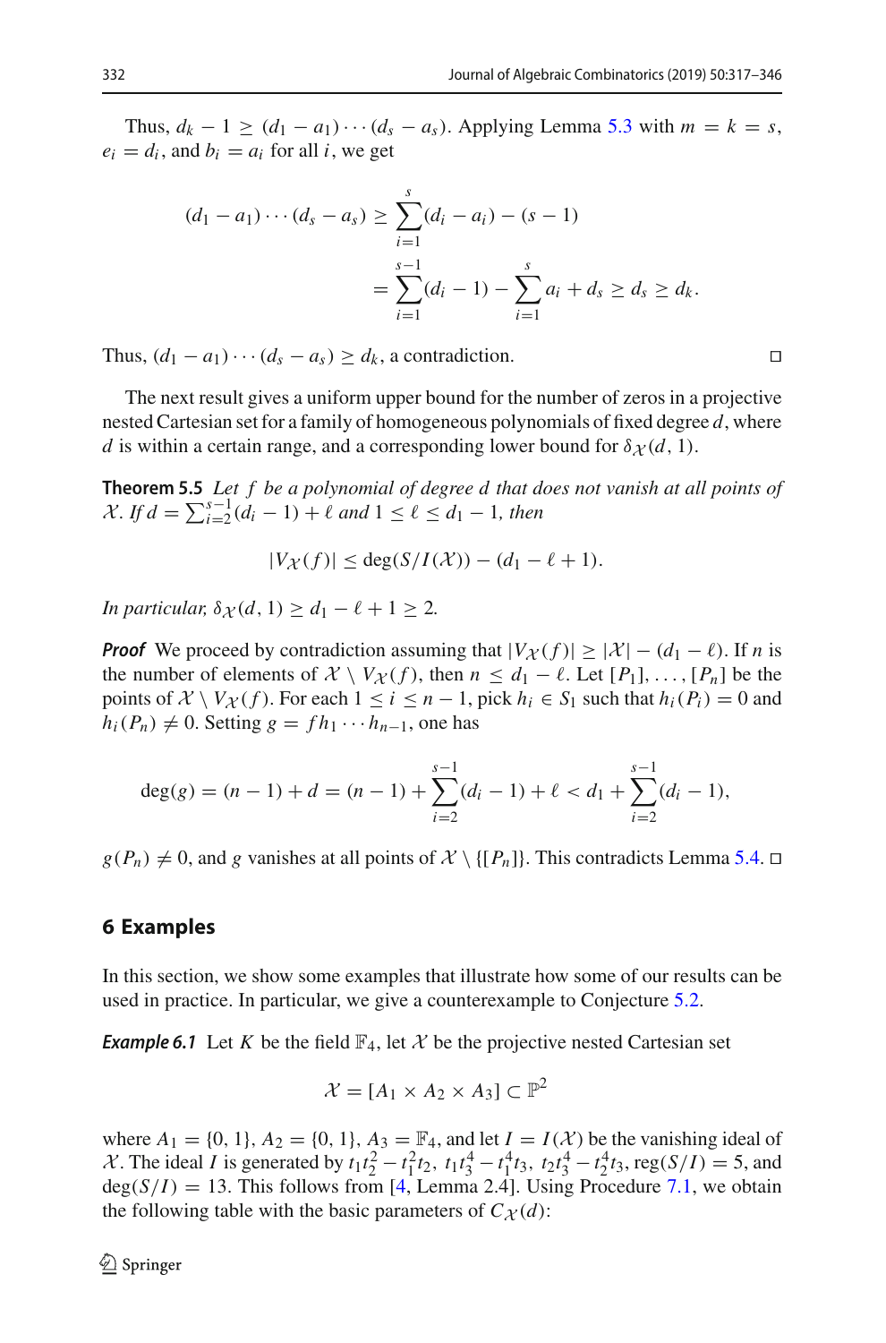Thus, $d_k - 1 \geq (d_1 - a_1) \cdots (d_s - a_s)$. Applying Lemma 5.3 with $m = k = s$, $e_i = d_i$, and $b_i = a_i$ for all $i$, we get

$$
\begin{aligned}
(d_1 - a_1) \cdots (d_s - a_s) &\geq \sum_{i=1}^{s} (d_i - a_i) - (s-1) \\
&= \sum_{i=1}^{s-1} (d_i - 1) - \sum_{i=1}^{s} a_i + d_s \geq d_s \geq d_k.
\end{aligned}
$$

Thus, $(d_1 - a_1) \cdots (d_s - a_s) \geq d_k$, a contradiction. □

The next result gives a uniform upper bound for the number of zeros in a projective nested Cartesian set for a family of homogeneous polynomials of fixed degree $d$, where $d$ is within a certain range, and a corresponding lower bound for $\delta_{\mathcal{X}}(d, 1)$.

**Theorem 5.5** *Let $f$ be a polynomial of degree $d$ that does not vanish at all points of $\mathcal{X}$. If $d = \sum_{i=2}^{s-1}(d_i - 1) + \ell$ and $1 \leq \ell \leq d_1 - 1$, then*

$$|V_{\mathcal{X}}(f)| \leq \deg(S/I(\mathcal{X})) - (d_1 - \ell + 1).$$

*In particular, $\delta_{\mathcal{X}}(d, 1) \geq d_1 - \ell + 1 \geq 2$.*

***Proof*** We proceed by contradiction assuming that $|V_{\mathcal{X}}(f)| \geq |\mathcal{X}| - (d_1 - \ell)$. If $n$ is the number of elements of $\mathcal{X} \setminus V_{\mathcal{X}}(f)$, then $n \leq d_1 - \ell$. Let $[P_1], \ldots, [P_n]$ be the points of $\mathcal{X} \setminus V_{\mathcal{X}}(f)$. For each $1 \leq i \leq n-1$, pick $h_i \in S_1$ such that $h_i(P_i) = 0$ and $h_i(P_n) \neq 0$. Setting $g = f h_1 \cdots h_{n-1}$, one has

$$\deg(g) = (n-1) + d = (n-1) + \sum_{i=2}^{s-1}(d_i - 1) + \ell < d_1 + \sum_{i=2}^{s-1}(d_i - 1),$$

$g(P_n) \neq 0$, and $g$ vanishes at all points of $\mathcal{X} \setminus \{[P_n]\}$. This contradicts Lemma 5.4. □

## 6 Examples

In this section, we show some examples that illustrate how some of our results can be used in practice. In particular, we give a counterexample to Conjecture 5.2.

***Example 6.1*** Let $K$ be the field $\mathbb{F}_4$, let $\mathcal{X}$ be the projective nested Cartesian set

$$\mathcal{X} = [A_1 \times A_2 \times A_3] \subset \mathbb{P}^2$$

where $A_1 = \{0, 1\}$, $A_2 = \{0, 1\}$, $A_3 = \mathbb{F}_4$, and let $I = I(\mathcal{X})$ be the vanishing ideal of $\mathcal{X}$. The ideal $I$ is generated by $t_1 t_2^2 - t_1^2 t_2,\ t_1 t_3^4 - t_1^4 t_3,\ t_2 t_3^4 - t_2^4 t_3$, $\mathrm{reg}(S/I) = 5$, and $\deg(S/I) = 13$. This follows from [4, Lemma 2.4]. Using Procedure 7.1, we obtain the following table with the basic parameters of $C_{\mathcal{X}}(d)$: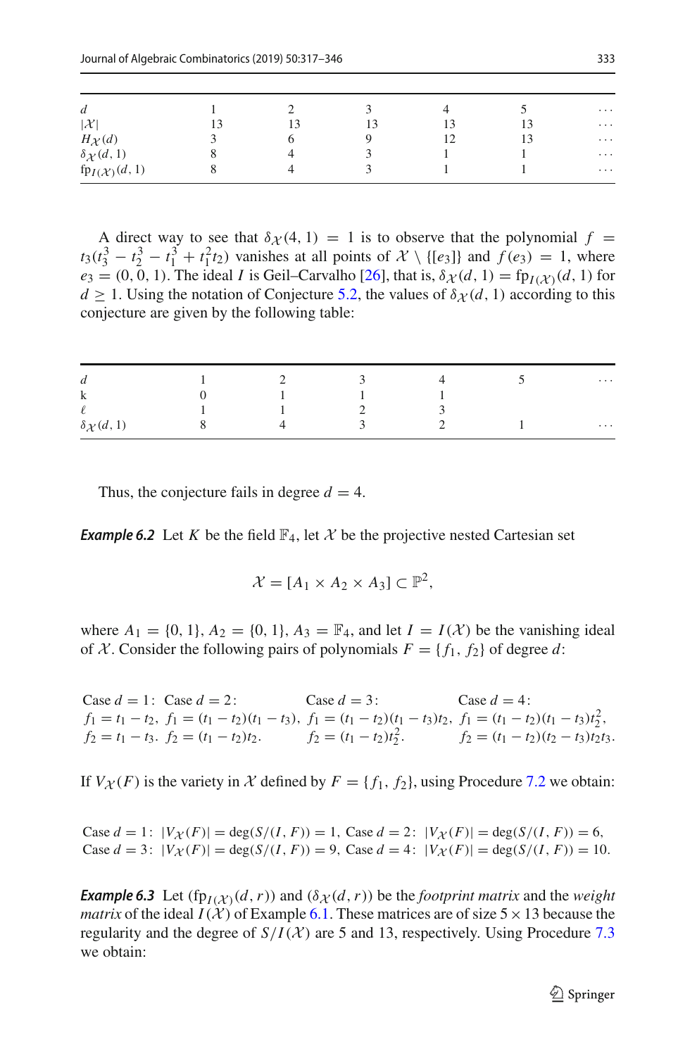| $d$ | 1 | 2 | 3 | 4 | 5 | $\cdots$ |
|---|---|---|---|---|---|---|
| $\lvert\mathcal{X}\rvert$ | 13 | 13 | 13 | 13 | 13 | $\cdots$ |
| $H_{\mathcal{X}}(d)$ | 3 | 6 | 9 | 12 | 13 | $\cdots$ |
| $\delta_{\mathcal{X}}(d,1)$ | 8 | 4 | 3 | 1 | 1 | $\cdots$ |
| $\text{fp}_{I(\mathcal{X})}(d,1)$ | 8 | 4 | 3 | 1 | 1 | $\cdots$ |

A direct way to see that $\delta_{\mathcal{X}}(4,1) = 1$ is to observe that the polynomial $f = t_3(t_3^3 - t_2^3 - t_1^3 + t_1^2 t_2)$ vanishes at all points of $\mathcal{X} \setminus \{[e_3]\}$ and $f(e_3) = 1$, where $e_3 = (0,0,1)$. The ideal $I$ is Geil–Carvalho [26], that is, $\delta_{\mathcal{X}}(d,1) = \text{fp}_{I(\mathcal{X})}(d,1)$ for $d \geq 1$. Using the notation of Conjecture 5.2, the values of $\delta_{\mathcal{X}}(d,1)$ according to this conjecture are given by the following table:

| $d$ | 1 | 2 | 3 | 4 | 5 | $\cdots$ |
|---|---|---|---|---|---|---|
| k | 0 | 1 | 1 | 1 | | |
| $\ell$ | 1 | 1 | 2 | 3 | | |
| $\delta_{\mathcal{X}}(d,1)$ | 8 | 4 | 3 | 2 | 1 | $\cdots$ |

Thus, the conjecture fails in degree $d = 4$.

***Example 6.2*** Let $K$ be the field $\mathbb{F}_4$, let $\mathcal{X}$ be the projective nested Cartesian set

$$\mathcal{X} = [A_1 \times A_2 \times A_3] \subset \mathbb{P}^2,$$

where $A_1 = \{0,1\}$, $A_2 = \{0,1\}$, $A_3 = \mathbb{F}_4$, and let $I = I(\mathcal{X})$ be the vanishing ideal of $\mathcal{X}$. Consider the following pairs of polynomials $F = \{f_1, f_2\}$ of degree $d$:

Case $d=1$: $f_1 = t_1 - t_2$, $f_2 = t_1 - t_3$.

Case $d=2$: $f_1 = (t_1 - t_2)(t_1 - t_3)$, $f_2 = (t_1 - t_2)t_2$.

Case $d=3$: $f_1 = (t_1 - t_2)(t_1 - t_3)t_2$, $f_2 = (t_1 - t_2)t_2^2$.

Case $d=4$: $f_1 = (t_1 - t_2)(t_1 - t_3)t_2^2$, $f_2 = (t_1 - t_2)(t_2 - t_3)t_2 t_3$.

If $V_{\mathcal{X}}(F)$ is the variety in $\mathcal{X}$ defined by $F = \{f_1, f_2\}$, using Procedure 7.2 we obtain:

Case $d=1$: $|V_{\mathcal{X}}(F)| = \deg(S/(I,F)) = 1$, Case $d=2$: $|V_{\mathcal{X}}(F)| = \deg(S/(I,F)) = 6$,
Case $d=3$: $|V_{\mathcal{X}}(F)| = \deg(S/(I,F)) = 9$, Case $d=4$: $|V_{\mathcal{X}}(F)| = \deg(S/(I,F)) = 10$.

***Example 6.3*** Let $(\text{fp}_{I(\mathcal{X})}(d,r))$ and $(\delta_{\mathcal{X}}(d,r))$ be the *footprint matrix* and the *weight matrix* of the ideal $I(\mathcal{X})$ of Example 6.1. These matrices are of size $5 \times 13$ because the regularity and the degree of $S/I(\mathcal{X})$ are 5 and 13, respectively. Using Procedure 7.3 we obtain: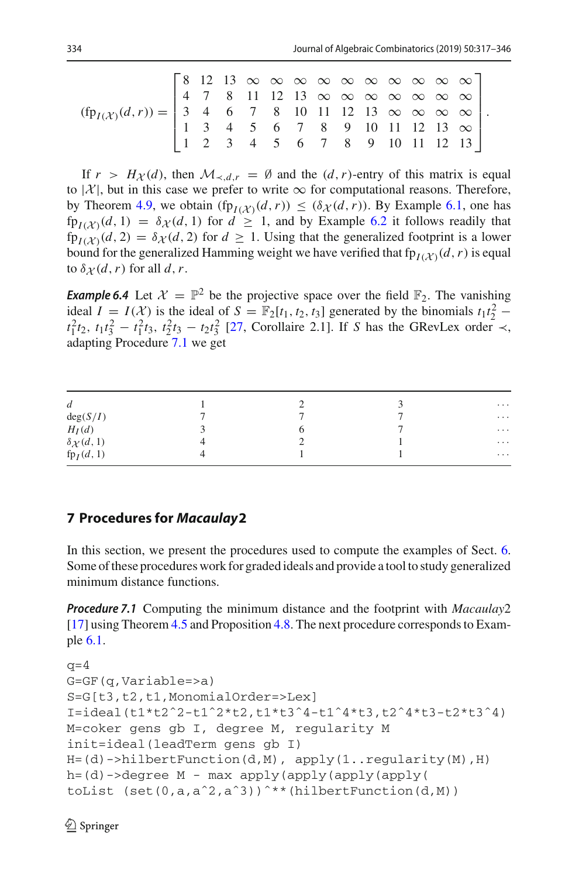$$
(\mathrm{fp}_{I(\mathcal{X})}(d,r)) = \begin{bmatrix} 8 & 12 & 13 & \infty & \infty & \infty & \infty & \infty & \infty & \infty & \infty & \infty & \infty \\ 4 & 7 & 8 & 11 & 12 & 13 & \infty & \infty & \infty & \infty & \infty & \infty & \infty \\ 3 & 4 & 6 & 7 & 8 & 10 & 11 & 12 & 13 & \infty & \infty & \infty & \infty \\ 1 & 3 & 4 & 5 & 6 & 7 & 8 & 9 & 10 & 11 & 12 & 13 & \infty \\ 1 & 2 & 3 & 4 & 5 & 6 & 7 & 8 & 9 & 10 & 11 & 12 & 13 \end{bmatrix}.
$$

If $r > H_{\mathcal{X}}(d)$, then $\mathcal{M}_{\prec,d,r} = \emptyset$ and the $(d,r)$-entry of this matrix is equal to $|\mathcal{X}|$, but in this case we prefer to write $\infty$ for computational reasons. Therefore, by Theorem 4.9, we obtain $(\mathrm{fp}_{I(\mathcal{X})}(d,r)) \leq (\delta_{\mathcal{X}}(d,r))$. By Example 6.1, one has $\mathrm{fp}_{I(\mathcal{X})}(d,1) = \delta_{\mathcal{X}}(d,1)$ for $d \geq 1$, and by Example 6.2 it follows readily that $\mathrm{fp}_{I(\mathcal{X})}(d,2) = \delta_{\mathcal{X}}(d,2)$ for $d \geq 1$. Using that the generalized footprint is a lower bound for the generalized Hamming weight we have verified that $\mathrm{fp}_{I(\mathcal{X})}(d,r)$ is equal to $\delta_{\mathcal{X}}(d,r)$ for all $d, r$.

***Example 6.4*** Let $\mathcal{X} = \mathbb{P}^2$ be the projective space over the field $\mathbb{F}_2$. The vanishing ideal $I = I(\mathcal{X})$ is the ideal of $S = \mathbb{F}_2[t_1,t_2,t_3]$ generated by the binomials $t_1t_2^2 - t_1^2t_2$, $t_1t_3^2 - t_1^2t_3$, $t_2^2t_3 - t_2t_3^2$ [27, Corollaire 2.1]. If $S$ has the GRevLex order $\prec$, adapting Procedure 7.1 we get

| $d$ | 1 | 2 | 3 | $\cdots$ |
|---|---|---|---|---|
| $\deg(S/I)$ | 7 | 7 | 7 | $\cdots$ |
| $H_I(d)$ | 3 | 6 | 7 | $\cdots$ |
| $\delta_{\mathcal{X}}(d,1)$ | 4 | 2 | 1 | $\cdots$ |
| $\mathrm{fp}_I(d,1)$ | 4 | 1 | 1 | $\cdots$ |

## 7 Procedures for *Macaulay*2

In this section, we present the procedures used to compute the examples of Sect. 6. Some of these procedures work for graded ideals and provide a tool to study generalized minimum distance functions.

***Procedure 7.1*** Computing the minimum distance and the footprint with *Macaulay*2 [17] using Theorem 4.5 and Proposition 4.8. The next procedure corresponds to Example 6.1.

```
q=4
G=GF(q,Variable=>a)
S=G[t3,t2,t1,MonomialOrder=>Lex]
I=ideal(t1*t2^2-t1^2*t2,t1*t3^4-t1^4*t3,t2^4*t3-t2*t3^4)
M=coker gens gb I, degree M, regularity M
init=ideal(leadTerm gens gb I)
H=(d)->hilbertFunction(d,M), apply(1..regularity(M),H)
h=(d)->degree M - max apply(apply(apply(apply(
toList (set(0,a,a^2,a^3))^**(hilbertFunction(d,M))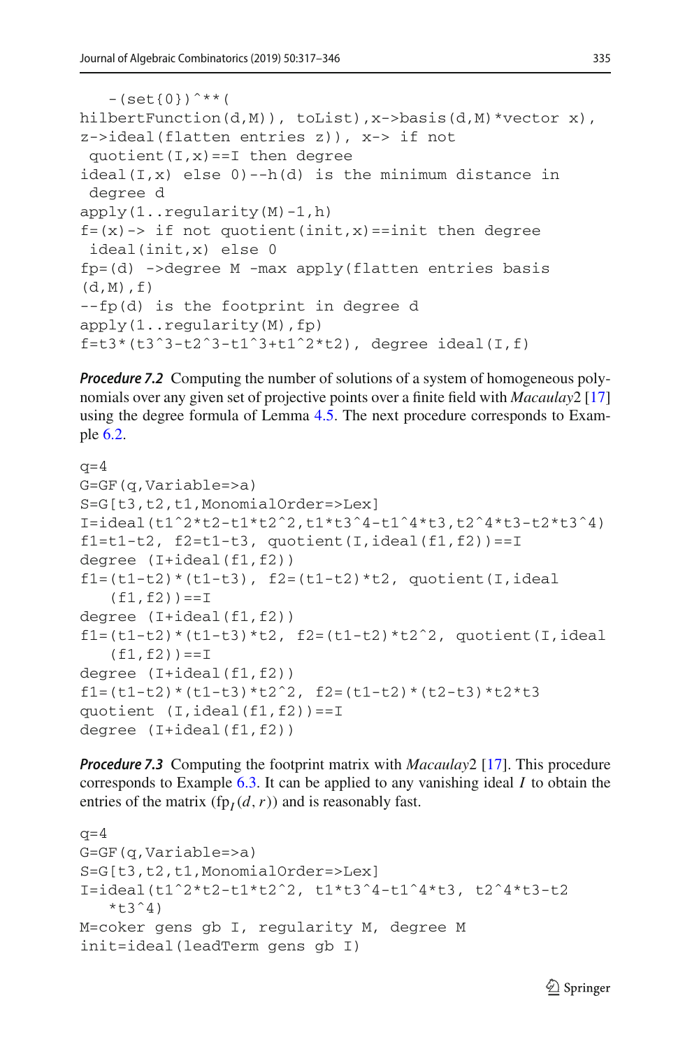```
   -(set{0})^**(
hilbertFunction(d,M)), toList),x->basis(d,M)*vector x),
z->ideal(flatten entries z)), x-> if not
 quotient(I,x)==I then degree
ideal(I,x) else 0)--h(d) is the minimum distance in
 degree d
apply(1..regularity(M)-1,h)
f=(x)-> if not quotient(init,x)==init then degree
 ideal(init,x) else 0
fp=(d) ->degree M -max apply(flatten entries basis
(d,M),f)
--fp(d) is the footprint in degree d
apply(1..regularity(M),fp)
f=t3*(t3^3-t2^3-t1^3+t1^2*t2), degree ideal(I,f)
```

***Procedure 7.2*** Computing the number of solutions of a system of homogeneous polynomials over any given set of projective points over a finite field with *Macaulay*2 [17] using the degree formula of Lemma 4.5. The next procedure corresponds to Example 6.2.

```
q=4
G=GF(q,Variable=>a)
S=G[t3,t2,t1,MonomialOrder=>Lex]
I=ideal(t1^2*t2-t1*t2^2,t1*t3^4-t1^4*t3,t2^4*t3-t2*t3^4)
f1=t1-t2, f2=t1-t3, quotient(I,ideal(f1,f2))==I
degree (I+ideal(f1,f2))
f1=(t1-t2)*(t1-t3), f2=(t1-t2)*t2, quotient(I,ideal
   (f1,f2))==I
degree (I+ideal(f1,f2))
f1=(t1-t2)*(t1-t3)*t2, f2=(t1-t2)*t2^2, quotient(I,ideal
   (f1,f2))==I
degree (I+ideal(f1,f2))
f1=(t1-t2)*(t1-t3)*t2^2, f2=(t1-t2)*(t2-t3)*t2*t3
quotient (I,ideal(f1,f2))==I
degree (I+ideal(f1,f2))
```

***Procedure 7.3*** Computing the footprint matrix with *Macaulay*2 [17]. This procedure corresponds to Example 6.3. It can be applied to any vanishing ideal $I$ to obtain the entries of the matrix $(\mathrm{fp}_I(d, r))$ and is reasonably fast.

```
q=4
G=GF(q,Variable=>a)
S=G[t3,t2,t1,MonomialOrder=>Lex]
I=ideal(t1^2*t2-t1*t2^2, t1*t3^4-t1^4*t3, t2^4*t3-t2
   *t3^4)
M=coker gens gb I, regularity M, degree M
init=ideal(leadTerm gens gb I)
```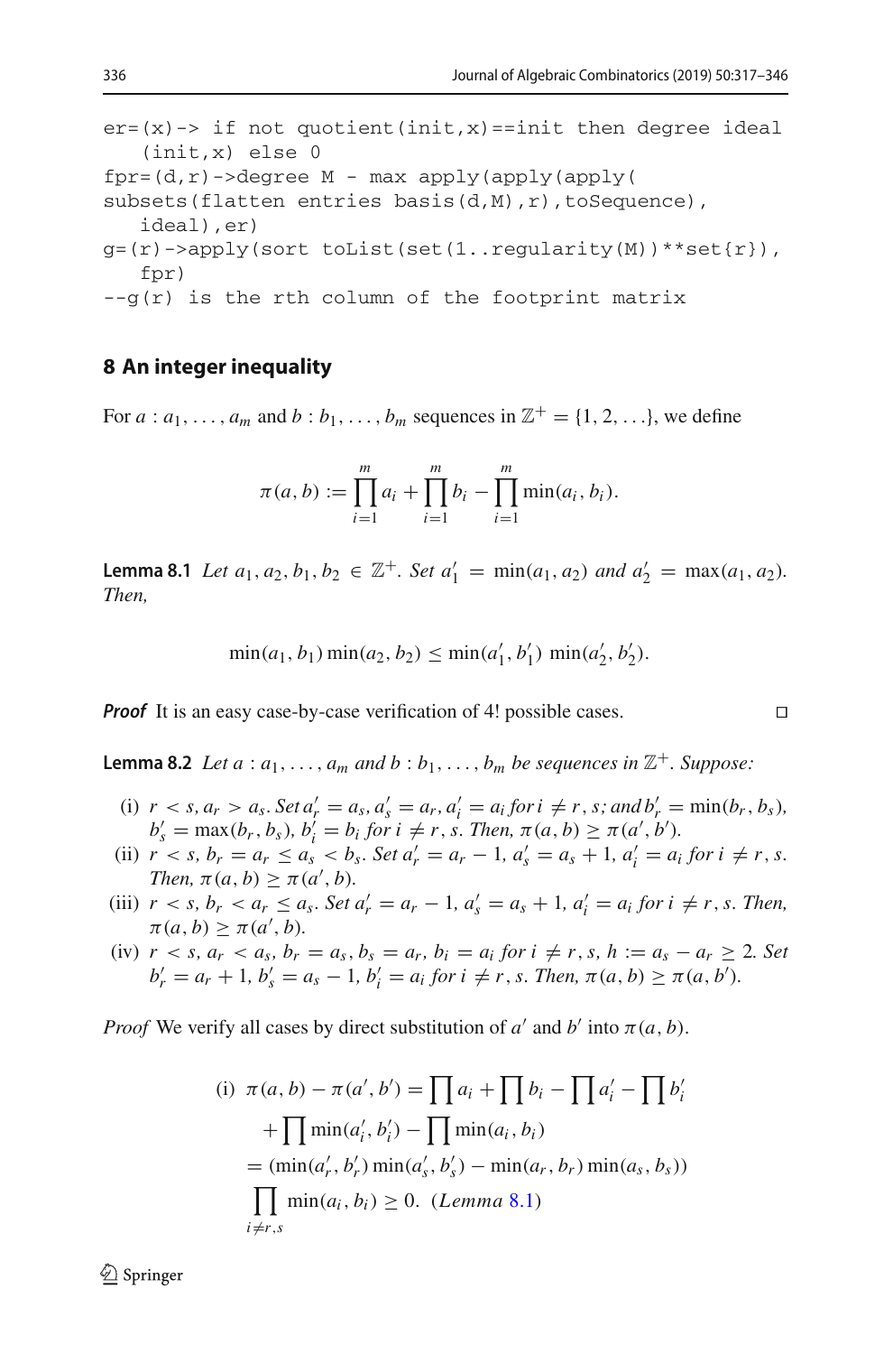```
er=(x)-> if not quotient(init,x)==init then degree ideal
   (init,x) else 0
fpr=(d,r)->degree M - max apply(apply(apply(
subsets(flatten entries basis(d,M),r),toSequence),
   ideal),er)
g=(r)->apply(sort toList(set(1..regularity(M))**set{r}),
   fpr)
--g(r) is the rth column of the footprint matrix
```

## 8 An integer inequality

For $a : a_1, \ldots, a_m$ and $b : b_1, \ldots, b_m$ sequences in $\mathbb{Z}^+ = \{1, 2, \ldots\}$, we define

$$\pi(a, b) := \prod_{i=1}^{m} a_i + \prod_{i=1}^{m} b_i - \prod_{i=1}^{m} \min(a_i, b_i).$$

**Lemma 8.1** *Let $a_1, a_2, b_1, b_2 \in \mathbb{Z}^+$. Set $a_1' = \min(a_1, a_2)$ and $a_2' = \max(a_1, a_2)$. Then,*

$$\min(a_1, b_1) \min(a_2, b_2) \leq \min(a_1', b_1') \min(a_2', b_2').$$

***Proof*** It is an easy case-by-case verification of 4! possible cases. □

**Lemma 8.2** *Let $a : a_1, \ldots, a_m$ and $b : b_1, \ldots, b_m$ be sequences in $\mathbb{Z}^+$. Suppose:*

- (i) *$r < s$, $a_r > a_s$. Set $a_r' = a_s$, $a_s' = a_r$, $a_i' = a_i$ for $i \neq r, s$; and $b_r' = \min(b_r, b_s)$, $b_s' = \max(b_r, b_s)$, $b_i' = b_i$ for $i \neq r, s$. Then, $\pi(a, b) \geq \pi(a', b')$.*
- (ii) *$r < s$, $b_r = a_r \leq a_s < b_s$. Set $a_r' = a_r - 1$, $a_s' = a_s + 1$, $a_i' = a_i$ for $i \neq r, s$. Then, $\pi(a, b) \geq \pi(a', b)$.*
- (iii) *$r < s$, $b_r < a_r \leq a_s$. Set $a_r' = a_r - 1$, $a_s' = a_s + 1$, $a_i' = a_i$ for $i \neq r, s$. Then, $\pi(a, b) \geq \pi(a', b)$.*
- (iv) *$r < s$, $a_r < a_s$, $b_r = a_s$, $b_s = a_r$, $b_i = a_i$ for $i \neq r, s$, $h := a_s - a_r \geq 2$. Set $b_r' = a_r + 1$, $b_s' = a_s - 1$, $b_i' = a_i$ for $i \neq r, s$. Then, $\pi(a, b) \geq \pi(a, b')$.*

*Proof* We verify all cases by direct substitution of $a'$ and $b'$ into $\pi(a, b)$.

$$\begin{aligned}
\text{(i)}\ \ \pi(a, b) - \pi(a', b') &= \prod a_i + \prod b_i - \prod a_i' - \prod b_i' \\
&\quad + \prod \min(a_i', b_i') - \prod \min(a_i, b_i) \\
&= (\min(a_r', b_r') \min(a_s', b_s') - \min(a_r, b_r) \min(a_s, b_s)) \\
&\quad \prod_{i \neq r,s} \min(a_i, b_i) \geq 0. \ \ (\textit{Lemma } 8.1)
\end{aligned}$$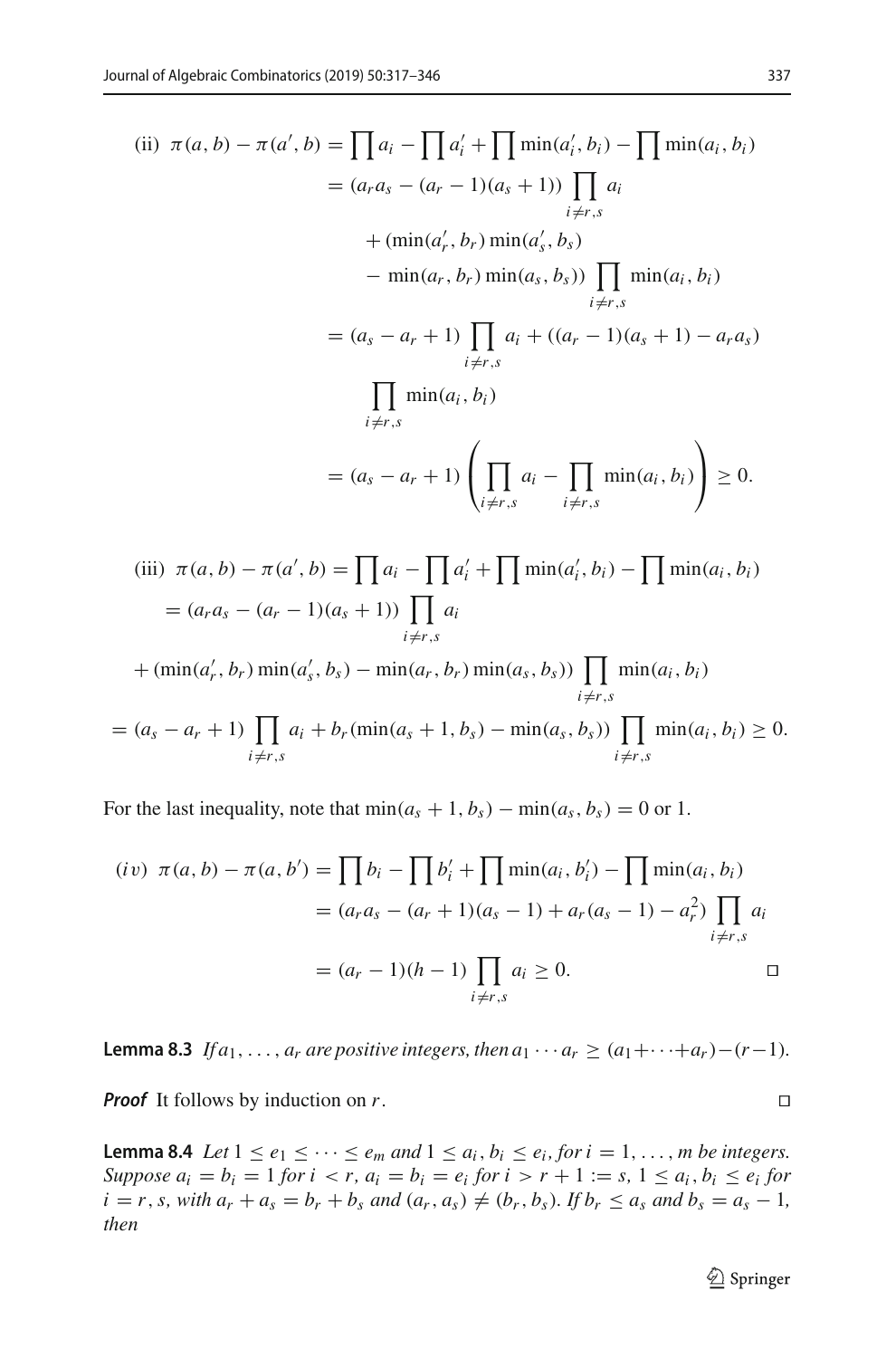$$
\begin{aligned}
\text{(ii)}\ \pi(a,b)-\pi(a',b) &= \prod a_i - \prod a_i' + \prod \min(a_i', b_i) - \prod \min(a_i, b_i) \\
&= (a_r a_s - (a_r - 1)(a_s + 1)) \prod_{i \neq r,s} a_i \\
&\quad + (\min(a_r', b_r)\min(a_s', b_s) \\
&\quad - \min(a_r, b_r)\min(a_s, b_s)) \prod_{i \neq r,s} \min(a_i, b_i) \\
&= (a_s - a_r + 1) \prod_{i \neq r,s} a_i + ((a_r - 1)(a_s + 1) - a_r a_s) \\
&\quad \prod_{i \neq r,s} \min(a_i, b_i) \\
&= (a_s - a_r + 1) \left( \prod_{i \neq r,s} a_i - \prod_{i \neq r,s} \min(a_i, b_i) \right) \geq 0.
\end{aligned}
$$

$$
\begin{aligned}
&\text{(iii)}\ \pi(a,b)-\pi(a',b) = \prod a_i - \prod a_i' + \prod \min(a_i', b_i) - \prod \min(a_i, b_i) \\
&= (a_r a_s - (a_r - 1)(a_s + 1)) \prod_{i \neq r,s} a_i \\
&+ (\min(a_r', b_r)\min(a_s', b_s) - \min(a_r, b_r)\min(a_s, b_s)) \prod_{i \neq r,s} \min(a_i, b_i) \\
&= (a_s - a_r + 1) \prod_{i \neq r,s} a_i + b_r(\min(a_s + 1, b_s) - \min(a_s, b_s)) \prod_{i \neq r,s} \min(a_i, b_i) \geq 0.
\end{aligned}
$$

For the last inequality, note that $\min(a_s + 1, b_s) - \min(a_s, b_s) = 0$ or 1.

$$
\begin{aligned}
(iv)\ \pi(a,b)-\pi(a,b') &= \prod b_i - \prod b_i' + \prod \min(a_i, b_i') - \prod \min(a_i, b_i) \\
&= (a_r a_s - (a_r + 1)(a_s - 1) + a_r(a_s - 1) - a_r^2) \prod_{i \neq r,s} a_i \\
&= (a_r - 1)(h - 1) \prod_{i \neq r,s} a_i \geq 0.
\end{aligned}
$$

□

**Lemma 8.3** *If $a_1, \ldots, a_r$ are positive integers, then $a_1 \cdots a_r \geq (a_1 + \cdots + a_r) - (r-1)$.*

***Proof*** It follows by induction on $r$. □

**Lemma 8.4** *Let $1 \leq e_1 \leq \cdots \leq e_m$ and $1 \leq a_i, b_i \leq e_i$, for $i = 1, \ldots, m$ be integers. Suppose $a_i = b_i = 1$ for $i < r$, $a_i = b_i = e_i$ for $i > r + 1 := s$, $1 \leq a_i, b_i \leq e_i$ for $i = r, s$, with $a_r + a_s = b_r + b_s$ and $(a_r, a_s) \neq (b_r, b_s)$. If $b_r \leq a_s$ and $b_s = a_s - 1$, then*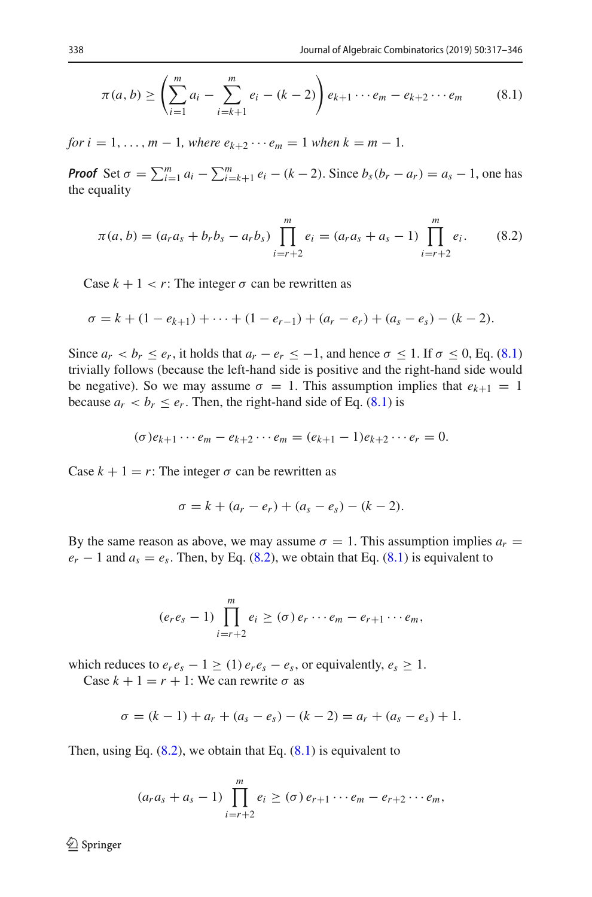$$\pi(a,b) \geq \left( \sum_{i=1}^{m} a_i - \sum_{i=k+1}^{m} e_i - (k-2) \right) e_{k+1} \cdots e_m - e_{k+2} \cdots e_m \tag{8.1}$$

*for* $i = 1, \ldots, m-1$*, where* $e_{k+2} \cdots e_m = 1$ *when* $k = m-1$*.*

***Proof*** Set $\sigma = \sum_{i=1}^{m} a_i - \sum_{i=k+1}^{m} e_i - (k-2)$. Since $b_s(b_r - a_r) = a_s - 1$, one has the equality

$$\pi(a,b) = (a_r a_s + b_r b_s - a_r b_s) \prod_{i=r+2}^{m} e_i = (a_r a_s + a_s - 1) \prod_{i=r+2}^{m} e_i. \tag{8.2}$$

Case $k+1 < r$: The integer $\sigma$ can be rewritten as

$$\sigma = k + (1 - e_{k+1}) + \cdots + (1 - e_{r-1}) + (a_r - e_r) + (a_s - e_s) - (k-2).$$

Since $a_r < b_r \leq e_r$, it holds that $a_r - e_r \leq -1$, and hence $\sigma \leq 1$. If $\sigma \leq 0$, Eq. (8.1) trivially follows (because the left-hand side is positive and the right-hand side would be negative). So we may assume $\sigma = 1$. This assumption implies that $e_{k+1} = 1$ because $a_r < b_r \leq e_r$. Then, the right-hand side of Eq. (8.1) is

$$(\sigma) e_{k+1} \cdots e_m - e_{k+2} \cdots e_m = (e_{k+1} - 1) e_{k+2} \cdots e_r = 0.$$

Case $k+1 = r$: The integer $\sigma$ can be rewritten as

$$\sigma = k + (a_r - e_r) + (a_s - e_s) - (k-2).$$

By the same reason as above, we may assume $\sigma = 1$. This assumption implies $a_r = e_r - 1$ and $a_s = e_s$. Then, by Eq. (8.2), we obtain that Eq. (8.1) is equivalent to

$$(e_r e_s - 1) \prod_{i=r+2}^{m} e_i \geq (\sigma)\, e_r \cdots e_m - e_{r+1} \cdots e_m,$$

which reduces to $e_r e_s - 1 \geq (1)\, e_r e_s - e_s$, or equivalently, $e_s \geq 1$.

Case $k+1 = r+1$: We can rewrite $\sigma$ as

$$\sigma = (k-1) + a_r + (a_s - e_s) - (k-2) = a_r + (a_s - e_s) + 1.$$

Then, using Eq. (8.2), we obtain that Eq. (8.1) is equivalent to

$$(a_r a_s + a_s - 1) \prod_{i=r+2}^{m} e_i \geq (\sigma)\, e_{r+1} \cdots e_m - e_{r+2} \cdots e_m,$$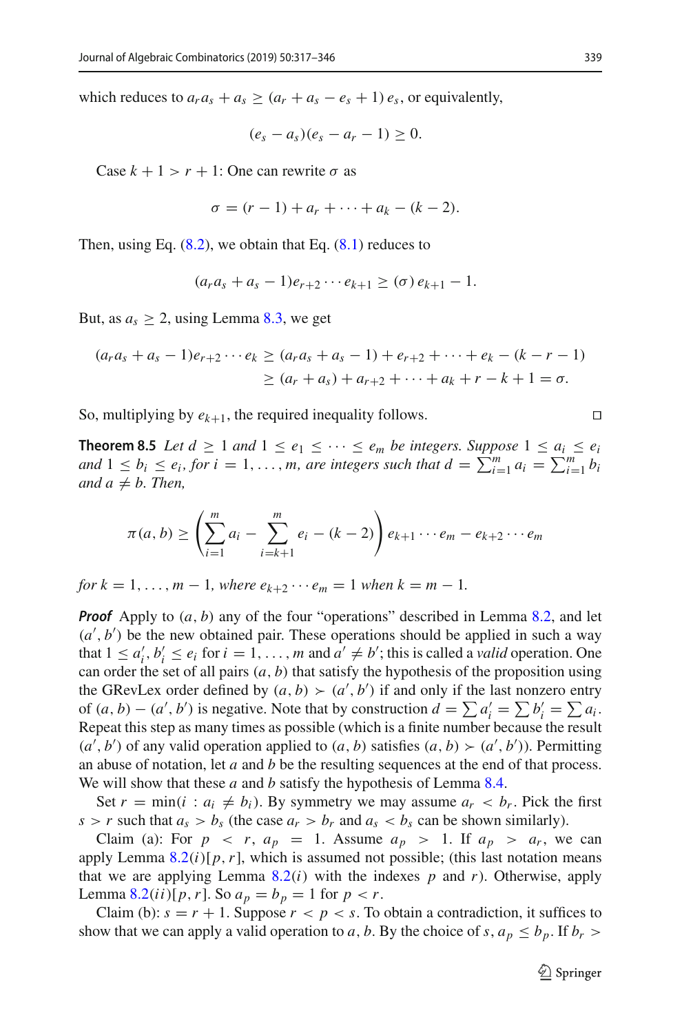which reduces to $a_r a_s + a_s \geq (a_r + a_s - e_s + 1)\, e_s$, or equivalently,

$$(e_s - a_s)(e_s - a_r - 1) \geq 0.$$

Case $k + 1 > r + 1$: One can rewrite $\sigma$ as

$$\sigma = (r - 1) + a_r + \cdots + a_k - (k - 2).$$

Then, using Eq. (8.2), we obtain that Eq. (8.1) reduces to

$$(a_r a_s + a_s - 1)e_{r+2} \cdots e_{k+1} \geq (\sigma)\, e_{k+1} - 1.$$

But, as $a_s \geq 2$, using Lemma 8.3, we get

$$\begin{aligned}(a_r a_s + a_s - 1)e_{r+2} \cdots e_k &\geq (a_r a_s + a_s - 1) + e_{r+2} + \cdots + e_k - (k - r - 1) \\ &\geq (a_r + a_s) + a_{r+2} + \cdots + a_k + r - k + 1 = \sigma.\end{aligned}$$

So, multiplying by $e_{k+1}$, the required inequality follows. $\square$

**Theorem 8.5** *Let $d \geq 1$ and $1 \leq e_1 \leq \cdots \leq e_m$ be integers. Suppose $1 \leq a_i \leq e_i$ and $1 \leq b_i \leq e_i$, for $i = 1, \ldots, m$, are integers such that $d = \sum_{i=1}^{m} a_i = \sum_{i=1}^{m} b_i$ and $a \neq b$. Then,*

$$\pi(a, b) \geq \left( \sum_{i=1}^{m} a_i - \sum_{i=k+1}^{m} e_i - (k - 2) \right) e_{k+1} \cdots e_m - e_{k+2} \cdots e_m$$

*for $k = 1, \ldots, m - 1$, where $e_{k+2} \cdots e_m = 1$ when $k = m - 1$.*

***Proof*** Apply to $(a, b)$ any of the four "operations" described in Lemma 8.2, and let $(a', b')$ be the new obtained pair. These operations should be applied in such a way that $1 \leq a'_i, b'_i \leq e_i$ for $i = 1, \ldots, m$ and $a' \neq b'$; this is called a *valid* operation. One can order the set of all pairs $(a, b)$ that satisfy the hypothesis of the proposition using the GRevLex order defined by $(a, b) \succ (a', b')$ if and only if the last nonzero entry of $(a, b) - (a', b')$ is negative. Note that by construction $d = \sum a'_i = \sum b'_i = \sum a_i$. Repeat this step as many times as possible (which is a finite number because the result $(a', b')$ of any valid operation applied to $(a, b)$ satisfies $(a, b) \succ (a', b')$). Permitting an abuse of notation, let $a$ and $b$ be the resulting sequences at the end of that process. We will show that these $a$ and $b$ satisfy the hypothesis of Lemma 8.4.

Set $r = \min(i : a_i \neq b_i)$. By symmetry we may assume $a_r < b_r$. Pick the first $s > r$ such that $a_s > b_s$ (the case $a_r > b_r$ and $a_s < b_s$ can be shown similarly).

Claim (a): For $p < r$, $a_p = 1$. Assume $a_p > 1$. If $a_p > a_r$, we can apply Lemma 8.2$(i)[p, r]$, which is assumed not possible; (this last notation means that we are applying Lemma 8.2$(i)$ with the indexes $p$ and $r$). Otherwise, apply Lemma 8.2$(ii)[p, r]$. So $a_p = b_p = 1$ for $p < r$.

Claim (b): $s = r + 1$. Suppose $r < p < s$. To obtain a contradiction, it suffices to show that we can apply a valid operation to $a, b$. By the choice of $s$, $a_p \leq b_p$. If $b_r >$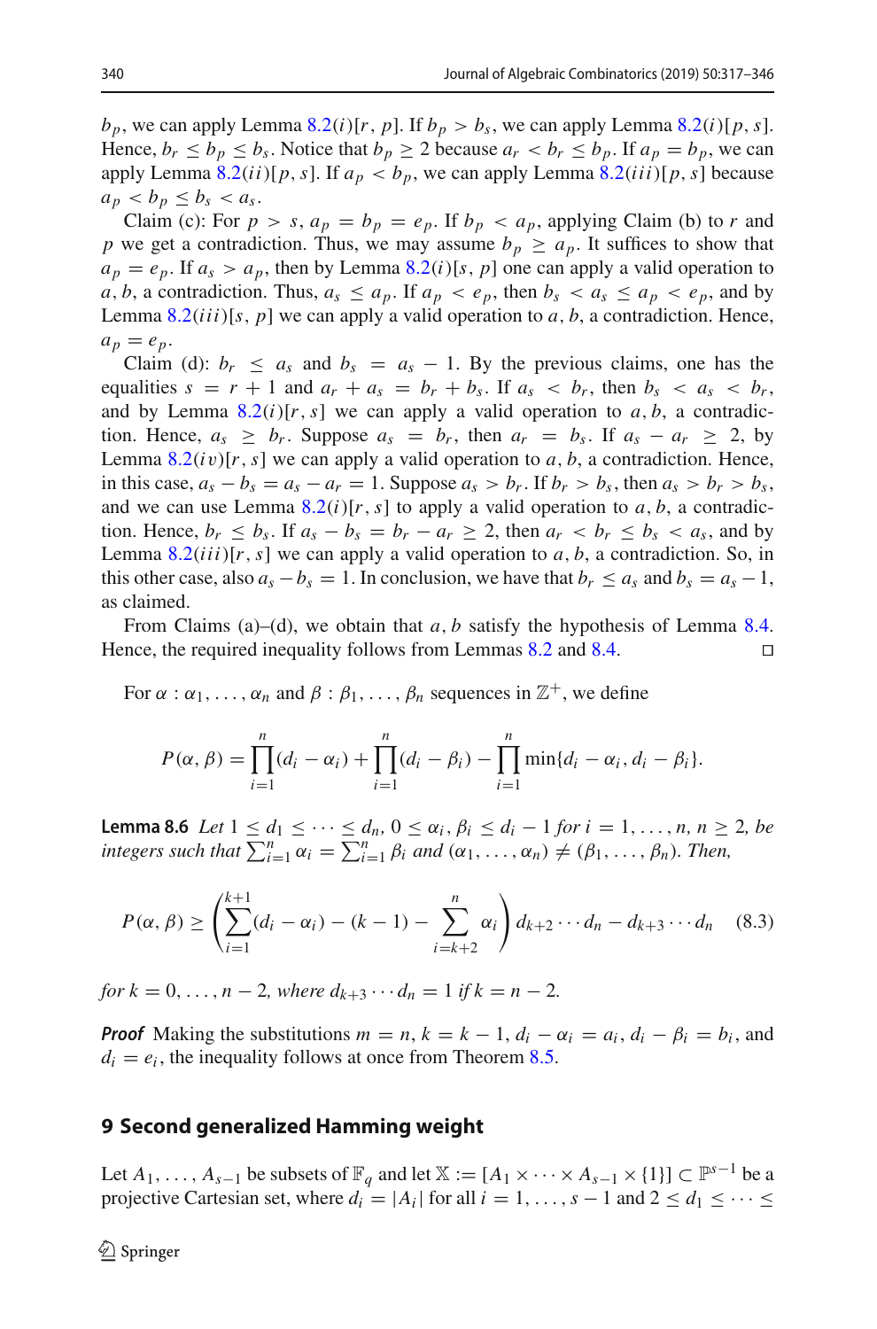$b_p$, we can apply Lemma 8.2$(i)[r, p]$. If $b_p > b_s$, we can apply Lemma 8.2$(i)[p, s]$. Hence, $b_r \leq b_p \leq b_s$. Notice that $b_p \geq 2$ because $a_r < b_r \leq b_p$. If $a_p = b_p$, we can apply Lemma 8.2$(ii)[p, s]$. If $a_p < b_p$, we can apply Lemma 8.2$(iii)[p, s]$ because $a_p < b_p \leq b_s < a_s$.

Claim (c): For $p > s$, $a_p = b_p = e_p$. If $b_p < a_p$, applying Claim (b) to $r$ and $p$ we get a contradiction. Thus, we may assume $b_p \geq a_p$. It suffices to show that $a_p = e_p$. If $a_s > a_p$, then by Lemma 8.2$(i)[s, p]$ one can apply a valid operation to $a, b$, a contradiction. Thus, $a_s \leq a_p$. If $a_p < e_p$, then $b_s < a_s \leq a_p < e_p$, and by Lemma 8.2$(iii)[s, p]$ we can apply a valid operation to $a, b$, a contradiction. Hence, $a_p = e_p$.

Claim (d): $b_r \leq a_s$ and $b_s = a_s - 1$. By the previous claims, one has the equalities $s = r + 1$ and $a_r + a_s = b_r + b_s$. If $a_s < b_r$, then $b_s < a_s < b_r$, and by Lemma 8.2$(i)[r, s]$ we can apply a valid operation to $a, b$, a contradiction. Hence, $a_s \geq b_r$. Suppose $a_s = b_r$, then $a_r = b_s$. If $a_s - a_r \geq 2$, by Lemma 8.2$(iv)[r, s]$ we can apply a valid operation to $a, b$, a contradiction. Hence, in this case, $a_s - b_s = a_s - a_r = 1$. Suppose $a_s > b_r$. If $b_r > b_s$, then $a_s > b_r > b_s$, and we can use Lemma 8.2$(i)[r, s]$ to apply a valid operation to $a, b$, a contradiction. Hence, $b_r \leq b_s$. If $a_s - b_s = b_r - a_r \geq 2$, then $a_r < b_r \leq b_s < a_s$, and by Lemma 8.2$(iii)[r, s]$ we can apply a valid operation to $a, b$, a contradiction. So, in this other case, also $a_s - b_s = 1$. In conclusion, we have that $b_r \leq a_s$ and $b_s = a_s - 1$, as claimed.

From Claims (a)–(d), we obtain that $a, b$ satisfy the hypothesis of Lemma 8.4. Hence, the required inequality follows from Lemmas 8.2 and 8.4. $\square$

For $\alpha : \alpha_1, \ldots, \alpha_n$ and $\beta : \beta_1, \ldots, \beta_n$ sequences in $\mathbb{Z}^+$, we define

$$P(\alpha, \beta) = \prod_{i=1}^{n}(d_i - \alpha_i) + \prod_{i=1}^{n}(d_i - \beta_i) - \prod_{i=1}^{n}\min\{d_i - \alpha_i, d_i - \beta_i\}.$$

**Lemma 8.6** *Let $1 \leq d_1 \leq \cdots \leq d_n$, $0 \leq \alpha_i, \beta_i \leq d_i - 1$ for $i = 1, \ldots, n$, $n \geq 2$, be integers such that $\sum_{i=1}^{n}\alpha_i = \sum_{i=1}^{n}\beta_i$ and $(\alpha_1, \ldots, \alpha_n) \neq (\beta_1, \ldots, \beta_n)$. Then,*

$$P(\alpha, \beta) \geq \left(\sum_{i=1}^{k+1}(d_i - \alpha_i) - (k-1) - \sum_{i=k+2}^{n}\alpha_i\right) d_{k+2}\cdots d_n - d_{k+3}\cdots d_n \quad (8.3)$$

*for $k = 0, \ldots, n-2$, where $d_{k+3}\cdots d_n = 1$ if $k = n-2$.*

***Proof*** Making the substitutions $m = n$, $k = k - 1$, $d_i - \alpha_i = a_i$, $d_i - \beta_i = b_i$, and $d_i = e_i$, the inequality follows at once from Theorem 8.5.

## 9 Second generalized Hamming weight

Let $A_1, \ldots, A_{s-1}$ be subsets of $\mathbb{F}_q$ and let $\mathbb{X} := [A_1 \times \cdots \times A_{s-1} \times \{1\}] \subset \mathbb{P}^{s-1}$ be a projective Cartesian set, where $d_i = |A_i|$ for all $i = 1, \ldots, s-1$ and $2 \leq d_1 \leq \cdots \leq$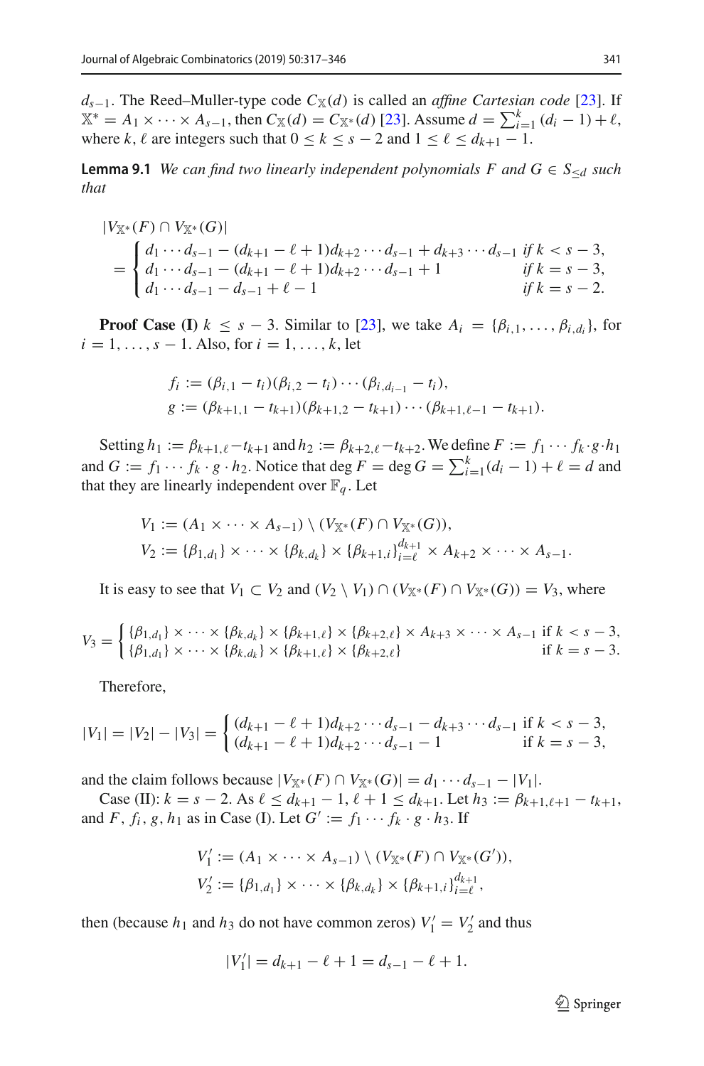$d_{s-1}$. The Reed–Muller-type code $C_{\mathbb{X}}(d)$ is called an *affine Cartesian code* [23]. If $\mathbb{X}^* = A_1 \times \cdots \times A_{s-1}$, then $C_{\mathbb{X}}(d) = C_{\mathbb{X}^*}(d)$ [23]. Assume $d = \sum_{i=1}^{k} (d_i - 1) + \ell$, where $k, \ell$ are integers such that $0 \le k \le s-2$ and $1 \le \ell \le d_{k+1} - 1$.

**Lemma 9.1** *We can find two linearly independent polynomials $F$ and $G \in S_{\le d}$ such that*

$$
\begin{aligned}
&|V_{\mathbb{X}^*}(F) \cap V_{\mathbb{X}^*}(G)| \\
&= \begin{cases} d_1 \cdots d_{s-1} - (d_{k+1} - \ell + 1) d_{k+2} \cdots d_{s-1} + d_{k+3} \cdots d_{s-1} & \text{if } k < s-3, \\ d_1 \cdots d_{s-1} - (d_{k+1} - \ell + 1) d_{k+2} \cdots d_{s-1} + 1 & \text{if } k = s-3, \\ d_1 \cdots d_{s-1} - d_{s-1} + \ell - 1 & \text{if } k = s-2. \end{cases}
\end{aligned}
$$

**Proof Case (I)** $k \le s-3$. Similar to [23], we take $A_i = \{\beta_{i,1}, \ldots, \beta_{i,d_i}\}$, for $i = 1, \ldots, s-1$. Also, for $i = 1, \ldots, k$, let

$$
\begin{aligned}
f_i &:= (\beta_{i,1} - t_i)(\beta_{i,2} - t_i) \cdots (\beta_{i,d_i - 1} - t_i), \\
g &:= (\beta_{k+1,1} - t_{k+1})(\beta_{k+1,2} - t_{k+1}) \cdots (\beta_{k+1,\ell-1} - t_{k+1}).
\end{aligned}
$$

Setting $h_1 := \beta_{k+1,\ell} - t_{k+1}$ and $h_2 := \beta_{k+2,\ell} - t_{k+2}$. We define $F := f_1 \cdots f_k \cdot g \cdot h_1$ and $G := f_1 \cdots f_k \cdot g \cdot h_2$. Notice that $\deg F = \deg G = \sum_{i=1}^{k} (d_i - 1) + \ell = d$ and that they are linearly independent over $\mathbb{F}_q$. Let

$$
\begin{aligned}
V_1 &:= (A_1 \times \cdots \times A_{s-1}) \setminus (V_{\mathbb{X}^*}(F) \cap V_{\mathbb{X}^*}(G)), \\
V_2 &:= \{\beta_{1,d_1}\} \times \cdots \times \{\beta_{k,d_k}\} \times \{\beta_{k+1,i}\}_{i=\ell}^{d_{k+1}} \times A_{k+2} \times \cdots \times A_{s-1}.
\end{aligned}
$$

It is easy to see that $V_1 \subset V_2$ and $(V_2 \setminus V_1) \cap (V_{\mathbb{X}^*}(F) \cap V_{\mathbb{X}^*}(G)) = V_3$, where

$$
V_3 = \begin{cases} \{\beta_{1,d_1}\} \times \cdots \times \{\beta_{k,d_k}\} \times \{\beta_{k+1,\ell}\} \times \{\beta_{k+2,\ell}\} \times A_{k+3} \times \cdots \times A_{s-1} & \text{if } k < s-3, \\ \{\beta_{1,d_1}\} \times \cdots \times \{\beta_{k,d_k}\} \times \{\beta_{k+1,\ell}\} \times \{\beta_{k+2,\ell}\} & \text{if } k = s-3. \end{cases}
$$

Therefore,

$$
|V_1| = |V_2| - |V_3| = \begin{cases} (d_{k+1} - \ell + 1) d_{k+2} \cdots d_{s-1} - d_{k+3} \cdots d_{s-1} & \text{if } k < s-3, \\ (d_{k+1} - \ell + 1) d_{k+2} \cdots d_{s-1} - 1 & \text{if } k = s-3, \end{cases}
$$

and the claim follows because $|V_{\mathbb{X}^*}(F) \cap V_{\mathbb{X}^*}(G)| = d_1 \cdots d_{s-1} - |V_1|$.

Case (II): $k = s-2$. As $\ell \le d_{k+1} - 1$, $\ell + 1 \le d_{k+1}$. Let $h_3 := \beta_{k+1,\ell+1} - t_{k+1}$, and $F, f_i, g, h_1$ as in Case (I). Let $G' := f_1 \cdots f_k \cdot g \cdot h_3$. If

$$
\begin{aligned}
V_1' &:= (A_1 \times \cdots \times A_{s-1}) \setminus (V_{\mathbb{X}^*}(F) \cap V_{\mathbb{X}^*}(G')), \\
V_2' &:= \{\beta_{1,d_1}\} \times \cdots \times \{\beta_{k,d_k}\} \times \{\beta_{k+1,i}\}_{i=\ell}^{d_{k+1}},
\end{aligned}
$$

then (because $h_1$ and $h_3$ do not have common zeros) $V_1' = V_2'$ and thus

$$
|V_1'| = d_{k+1} - \ell + 1 = d_{s-1} - \ell + 1.
$$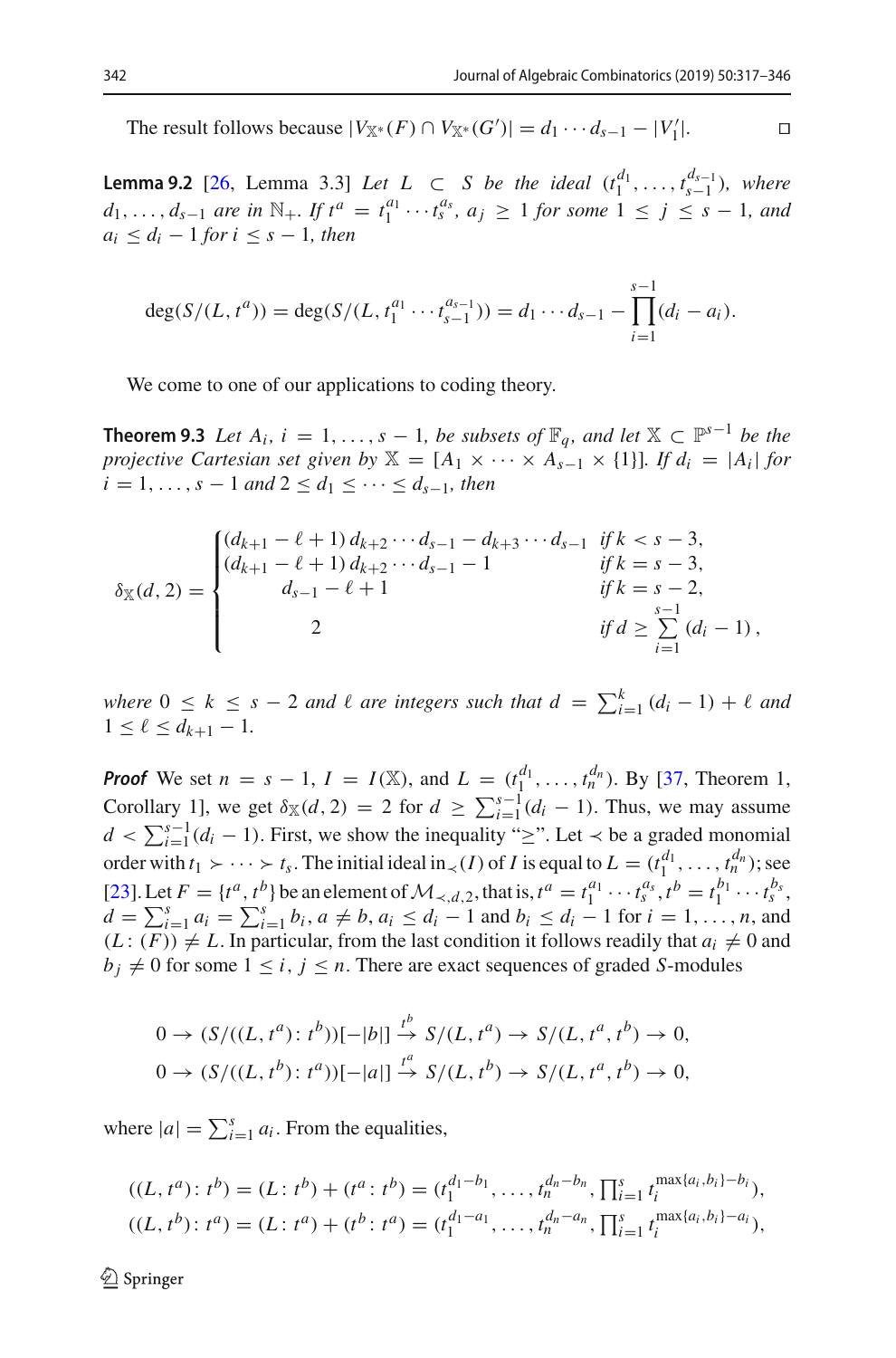The result follows because $|V_{\mathbb{X}^*}(F) \cap V_{\mathbb{X}^*}(G')| = d_1 \cdots d_{s-1} - |V_1'|$. $\square$

**Lemma 9.2** [26, Lemma 3.3] *Let $L \subset S$ be the ideal $(t_1^{d_1}, \ldots, t_{s-1}^{d_{s-1}})$, where $d_1, \ldots, d_{s-1}$ are in $\mathbb{N}_+$. If $t^a = t_1^{a_1} \cdots t_s^{a_s}$, $a_j \geq 1$ for some $1 \leq j \leq s-1$, and $a_i \leq d_i - 1$ for $i \leq s-1$, then*

$$\deg(S/(L, t^a)) = \deg(S/(L, t_1^{a_1} \cdots t_{s-1}^{a_{s-1}})) = d_1 \cdots d_{s-1} - \prod_{i=1}^{s-1}(d_i - a_i).$$

We come to one of our applications to coding theory.

**Theorem 9.3** *Let $A_i$, $i = 1, \ldots, s-1$, be subsets of $\mathbb{F}_q$, and let $\mathbb{X} \subset \mathbb{P}^{s-1}$ be the projective Cartesian set given by $\mathbb{X} = [A_1 \times \cdots \times A_{s-1} \times \{1\}]$. If $d_i = |A_i|$ for $i = 1, \ldots, s-1$ and $2 \leq d_1 \leq \cdots \leq d_{s-1}$, then*

$$\delta_{\mathbb{X}}(d, 2) = \begin{cases} (d_{k+1} - \ell + 1)\, d_{k+2} \cdots d_{s-1} - d_{k+3} \cdots d_{s-1} & \text{if } k < s-3, \\ (d_{k+1} - \ell + 1)\, d_{k+2} \cdots d_{s-1} - 1 & \text{if } k = s-3, \\ \quad d_{s-1} - \ell + 1 & \text{if } k = s-2, \\ \quad\quad 2 & \text{if } d \geq \sum\limits_{i=1}^{s-1} (d_i - 1), \end{cases}$$

*where $0 \leq k \leq s-2$ and $\ell$ are integers such that $d = \sum_{i=1}^{k} (d_i - 1) + \ell$ and $1 \leq \ell \leq d_{k+1} - 1$.*

***Proof*** We set $n = s-1$, $I = I(\mathbb{X})$, and $L = (t_1^{d_1}, \ldots, t_n^{d_n})$. By [37, Theorem 1, Corollary 1], we get $\delta_{\mathbb{X}}(d, 2) = 2$ for $d \geq \sum_{i=1}^{s-1}(d_i - 1)$. Thus, we may assume $d < \sum_{i=1}^{s-1}(d_i - 1)$. First, we show the inequality "$\geq$". Let $\prec$ be a graded monomial order with $t_1 \succ \cdots \succ t_s$. The initial ideal $\text{in}_\prec(I)$ of $I$ is equal to $L = (t_1^{d_1}, \ldots, t_n^{d_n})$; see [23]. Let $F = \{t^a, t^b\}$ be an element of $\mathcal{M}_{\prec,d,2}$, that is, $t^a = t_1^{a_1} \cdots t_s^{a_s}$, $t^b = t_1^{b_1} \cdots t_s^{b_s}$, $d = \sum_{i=1}^{s} a_i = \sum_{i=1}^{s} b_i$, $a \neq b$, $a_i \leq d_i - 1$ and $b_i \leq d_i - 1$ for $i = 1, \ldots, n$, and $(L \colon (F)) \neq L$. In particular, from the last condition it follows readily that $a_i \neq 0$ and $b_j \neq 0$ for some $1 \leq i, j \leq n$. There are exact sequences of graded $S$-modules

$$0 \to (S/((L, t^a) \colon t^b))[-|b|] \xrightarrow{t^b} S/(L, t^a) \to S/(L, t^a, t^b) \to 0,$$
$$0 \to (S/((L, t^b) \colon t^a))[-|a|] \xrightarrow{t^a} S/(L, t^b) \to S/(L, t^a, t^b) \to 0,$$

where $|a| = \sum_{i=1}^{s} a_i$. From the equalities,

$$((L, t^a) \colon t^b) = (L \colon t^b) + (t^a \colon t^b) = (t_1^{d_1 - b_1}, \ldots, t_n^{d_n - b_n}, \textstyle\prod_{i=1}^{s} t_i^{\max\{a_i, b_i\} - b_i}),$$
$$((L, t^b) \colon t^a) = (L \colon t^a) + (t^b \colon t^a) = (t_1^{d_1 - a_1}, \ldots, t_n^{d_n - a_n}, \textstyle\prod_{i=1}^{s} t_i^{\max\{a_i, b_i\} - a_i}),$$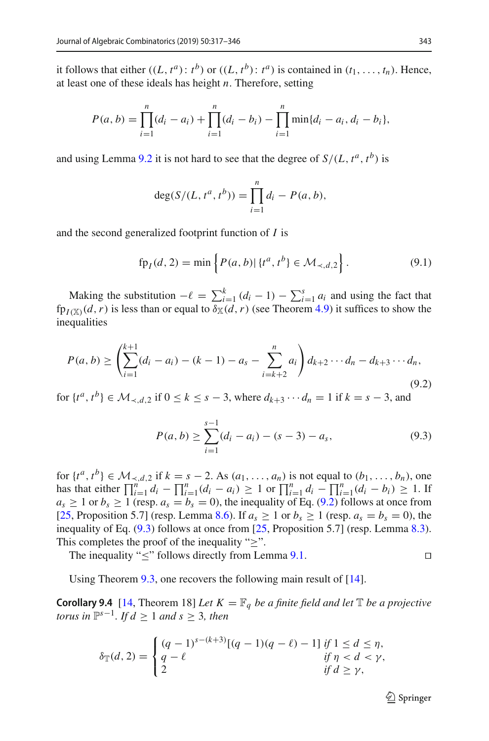it follows that either $((L, t^a) \colon t^b)$ or $((L, t^b) \colon t^a)$ is contained in $(t_1, \ldots, t_n)$. Hence, at least one of these ideals has height $n$. Therefore, setting

$$P(a, b) = \prod_{i=1}^{n}(d_i - a_i) + \prod_{i=1}^{n}(d_i - b_i) - \prod_{i=1}^{n}\min\{d_i - a_i, d_i - b_i\},$$

and using Lemma 9.2 it is not hard to see that the degree of $S/(L, t^a, t^b)$ is

$$\deg(S/(L, t^a, t^b)) = \prod_{i=1}^{n} d_i - P(a, b),$$

and the second generalized footprint function of $I$ is

$$\mathrm{fp}_I(d, 2) = \min\left\{P(a, b) \,|\, \{t^a, t^b\} \in \mathcal{M}_{\prec,d,2}\right\}. \tag{9.1}$$

Making the substitution $-\ell = \sum_{i=1}^{k}(d_i - 1) - \sum_{i=1}^{s} a_i$ and using the fact that $\mathrm{fp}_{I(\mathbb{X})}(d, r)$ is less than or equal to $\delta_{\mathbb{X}}(d, r)$ (see Theorem 4.9) it suffices to show the inequalities

$$P(a, b) \geq \left(\sum_{i=1}^{k+1}(d_i - a_i) - (k - 1) - a_s - \sum_{i=k+2}^{n} a_i\right) d_{k+2} \cdots d_n - d_{k+3} \cdots d_n, \tag{9.2}$$

for $\{t^a, t^b\} \in \mathcal{M}_{\prec,d,2}$ if $0 \leq k \leq s - 3$, where $d_{k+3} \cdots d_n = 1$ if $k = s - 3$, and

$$P(a, b) \geq \sum_{i=1}^{s-1}(d_i - a_i) - (s - 3) - a_s, \tag{9.3}$$

for $\{t^a, t^b\} \in \mathcal{M}_{\prec,d,2}$ if $k = s - 2$. As $(a_1, \ldots, a_n)$ is not equal to $(b_1, \ldots, b_n)$, one has that either $\prod_{i=1}^{n} d_i - \prod_{i=1}^{n}(d_i - a_i) \geq 1$ or $\prod_{i=1}^{n} d_i - \prod_{i=1}^{n}(d_i - b_i) \geq 1$. If $a_s \geq 1$ or $b_s \geq 1$ (resp. $a_s = b_s = 0$), the inequality of Eq. (9.2) follows at once from [25, Proposition 5.7] (resp. Lemma 8.6). If $a_s \geq 1$ or $b_s \geq 1$ (resp. $a_s = b_s = 0$), the inequality of Eq. (9.3) follows at once from [25, Proposition 5.7] (resp. Lemma 8.3). This completes the proof of the inequality "$\geq$".

The inequality "$\leq$" follows directly from Lemma 9.1. □

Using Theorem 9.3, one recovers the following main result of [14].

**Corollary 9.4** [14, Theorem 18] *Let $K = \mathbb{F}_q$ be a finite field and let $\mathbb{T}$ be a projective torus in $\mathbb{P}^{s-1}$. If $d \geq 1$ and $s \geq 3$, then*

$$\delta_{\mathbb{T}}(d, 2) = \begin{cases} (q-1)^{s-(k+3)}[(q-1)(q-\ell) - 1] & \text{if } 1 \leq d \leq \eta, \\ q - \ell & \text{if } \eta < d < \gamma, \\ 2 & \text{if } d \geq \gamma, \end{cases}$$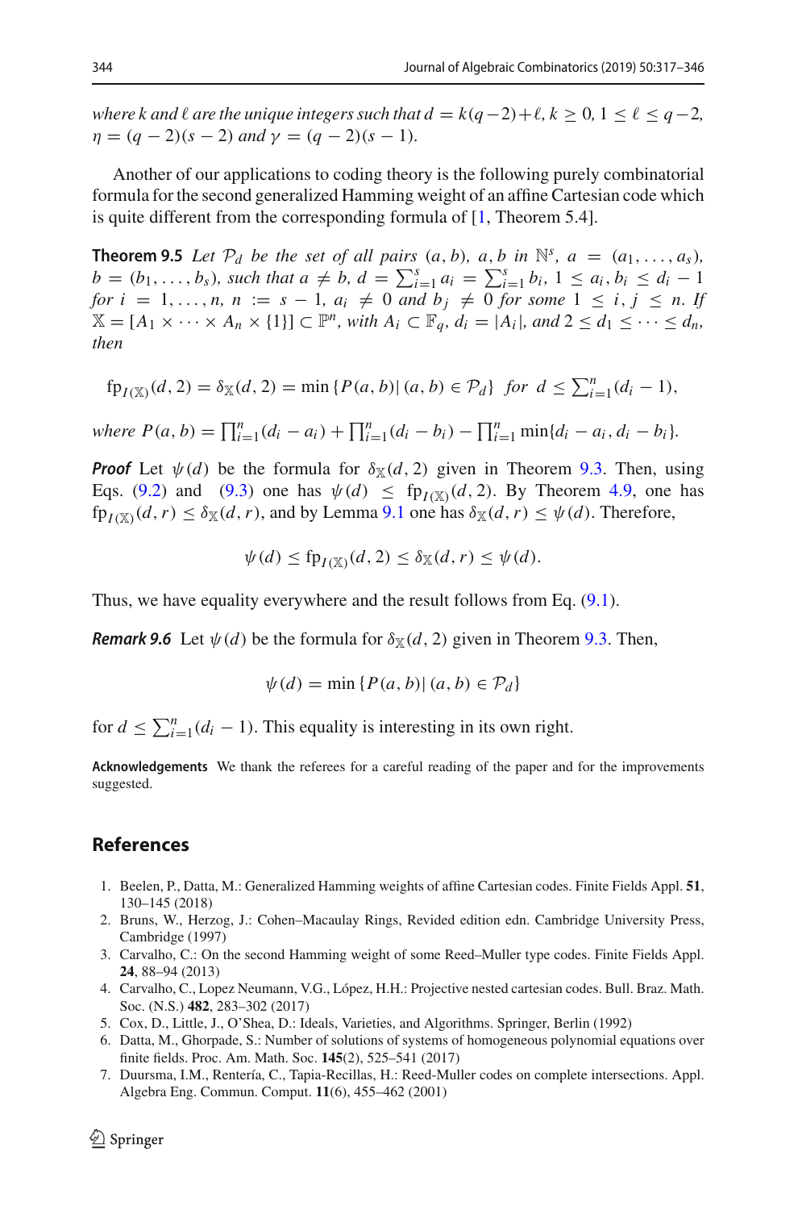*where $k$ and $\ell$ are the unique integers such that $d = k(q-2)+\ell$, $k \geq 0$, $1 \leq \ell \leq q-2$, $\eta = (q-2)(s-2)$ and $\gamma = (q-2)(s-1)$.*

Another of our applications to coding theory is the following purely combinatorial formula for the second generalized Hamming weight of an affine Cartesian code which is quite different from the corresponding formula of [1, Theorem 5.4].

**Theorem 9.5** *Let $\mathcal{P}_d$ be the set of all pairs $(a, b)$, $a, b$ in $\mathbb{N}^s$, $a = (a_1, \ldots, a_s)$, $b = (b_1, \ldots, b_s)$, such that $a \neq b$, $d = \sum_{i=1}^{s} a_i = \sum_{i=1}^{s} b_i$, $1 \leq a_i, b_i \leq d_i - 1$ for $i = 1, \ldots, n$, $n := s - 1$, $a_i \neq 0$ and $b_j \neq 0$ for some $1 \leq i, j \leq n$. If $\mathbb{X} = [A_1 \times \cdots \times A_n \times \{1\}] \subset \mathbb{P}^n$, with $A_i \subset \mathbb{F}_q$, $d_i = |A_i|$, and $2 \leq d_1 \leq \cdots \leq d_n$, then*

$$\mathrm{fp}_{I(\mathbb{X})}(d, 2) = \delta_{\mathbb{X}}(d, 2) = \min\{P(a, b) \mid (a, b) \in \mathcal{P}_d\} \quad \text{for } d \leq \sum_{i=1}^{n}(d_i - 1),$$

*where* $P(a, b) = \prod_{i=1}^{n}(d_i - a_i) + \prod_{i=1}^{n}(d_i - b_i) - \prod_{i=1}^{n}\min\{d_i - a_i, d_i - b_i\}$.

***Proof*** Let $\psi(d)$ be the formula for $\delta_{\mathbb{X}}(d, 2)$ given in Theorem 9.3. Then, using Eqs. (9.2) and (9.3) one has $\psi(d) \leq \mathrm{fp}_{I(\mathbb{X})}(d, 2)$. By Theorem 4.9, one has $\mathrm{fp}_{I(\mathbb{X})}(d, r) \leq \delta_{\mathbb{X}}(d, r)$, and by Lemma 9.1 one has $\delta_{\mathbb{X}}(d, r) \leq \psi(d)$. Therefore,

$$\psi(d) \leq \mathrm{fp}_{I(\mathbb{X})}(d, 2) \leq \delta_{\mathbb{X}}(d, r) \leq \psi(d).$$

Thus, we have equality everywhere and the result follows from Eq. (9.1).

***Remark 9.6*** Let $\psi(d)$ be the formula for $\delta_{\mathbb{X}}(d, 2)$ given in Theorem 9.3. Then,

$$\psi(d) = \min\{P(a, b) \mid (a, b) \in \mathcal{P}_d\}$$

for $d \leq \sum_{i=1}^{n}(d_i - 1)$. This equality is interesting in its own right.

**Acknowledgements** We thank the referees for a careful reading of the paper and for the improvements suggested.

## References

1. Beelen, P., Datta, M.: Generalized Hamming weights of affine Cartesian codes. Finite Fields Appl. **51**, 130–145 (2018)
2. Bruns, W., Herzog, J.: Cohen–Macaulay Rings, Revided edition edn. Cambridge University Press, Cambridge (1997)
3. Carvalho, C.: On the second Hamming weight of some Reed–Muller type codes. Finite Fields Appl. **24**, 88–94 (2013)
4. Carvalho, C., Lopez Neumann, V.G., López, H.H.: Projective nested cartesian codes. Bull. Braz. Math. Soc. (N.S.) **482**, 283–302 (2017)
5. Cox, D., Little, J., O'Shea, D.: Ideals, Varieties, and Algorithms. Springer, Berlin (1992)
6. Datta, M., Ghorpade, S.: Number of solutions of systems of homogeneous polynomial equations over finite fields. Proc. Am. Math. Soc. **145**(2), 525–541 (2017)
7. Duursma, I.M., Rentería, C., Tapia-Recillas, H.: Reed-Muller codes on complete intersections. Appl. Algebra Eng. Commun. Comput. **11**(6), 455–462 (2001)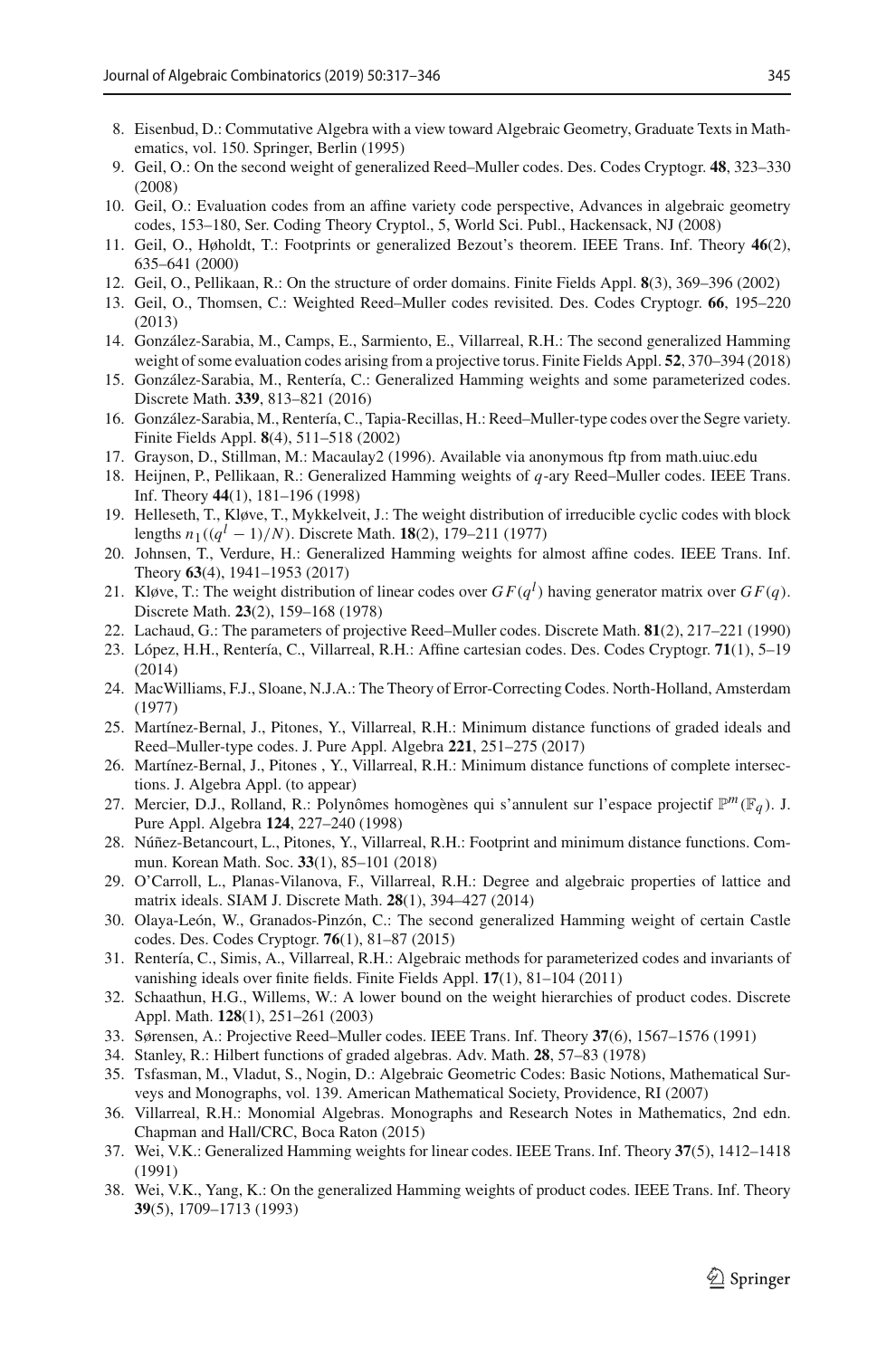8. Eisenbud, D.: Commutative Algebra with a view toward Algebraic Geometry, Graduate Texts in Mathematics, vol. 150. Springer, Berlin (1995)
9. Geil, O.: On the second weight of generalized Reed–Muller codes. Des. Codes Cryptogr. **48**, 323–330 (2008)
10. Geil, O.: Evaluation codes from an affine variety code perspective, Advances in algebraic geometry codes, 153–180, Ser. Coding Theory Cryptol., 5, World Sci. Publ., Hackensack, NJ (2008)
11. Geil, O., Høholdt, T.: Footprints or generalized Bezout's theorem. IEEE Trans. Inf. Theory **46**(2), 635–641 (2000)
12. Geil, O., Pellikaan, R.: On the structure of order domains. Finite Fields Appl. **8**(3), 369–396 (2002)
13. Geil, O., Thomsen, C.: Weighted Reed–Muller codes revisited. Des. Codes Cryptogr. **66**, 195–220 (2013)
14. González-Sarabia, M., Camps, E., Sarmiento, E., Villarreal, R.H.: The second generalized Hamming weight of some evaluation codes arising from a projective torus. Finite Fields Appl. **52**, 370–394 (2018)
15. González-Sarabia, M., Rentería, C.: Generalized Hamming weights and some parameterized codes. Discrete Math. **339**, 813–821 (2016)
16. González-Sarabia, M., Rentería, C., Tapia-Recillas, H.: Reed–Muller-type codes over the Segre variety. Finite Fields Appl. **8**(4), 511–518 (2002)
17. Grayson, D., Stillman, M.: Macaulay2 (1996). Available via anonymous ftp from math.uiuc.edu
18. Heijnen, P., Pellikaan, R.: Generalized Hamming weights of $q$-ary Reed–Muller codes. IEEE Trans. Inf. Theory **44**(1), 181–196 (1998)
19. Helleseth, T., Kløve, T., Mykkelveit, J.: The weight distribution of irreducible cyclic codes with block lengths $n_1((q^l - 1)/N)$. Discrete Math. **18**(2), 179–211 (1977)
20. Johnsen, T., Verdure, H.: Generalized Hamming weights for almost affine codes. IEEE Trans. Inf. Theory **63**(4), 1941–1953 (2017)
21. Kløve, T.: The weight distribution of linear codes over $GF(q^l)$ having generator matrix over $GF(q)$. Discrete Math. **23**(2), 159–168 (1978)
22. Lachaud, G.: The parameters of projective Reed–Muller codes. Discrete Math. **81**(2), 217–221 (1990)
23. López, H.H., Rentería, C., Villarreal, R.H.: Affine cartesian codes. Des. Codes Cryptogr. **71**(1), 5–19 (2014)
24. MacWilliams, F.J., Sloane, N.J.A.: The Theory of Error-Correcting Codes. North-Holland, Amsterdam (1977)
25. Martínez-Bernal, J., Pitones, Y., Villarreal, R.H.: Minimum distance functions of graded ideals and Reed–Muller-type codes. J. Pure Appl. Algebra **221**, 251–275 (2017)
26. Martínez-Bernal, J., Pitones , Y., Villarreal, R.H.: Minimum distance functions of complete intersections. J. Algebra Appl. (to appear)
27. Mercier, D.J., Rolland, R.: Polynômes homogènes qui s'annulent sur l'espace projectif $\mathbb{P}^m(\mathbb{F}_q)$. J. Pure Appl. Algebra **124**, 227–240 (1998)
28. Núñez-Betancourt, L., Pitones, Y., Villarreal, R.H.: Footprint and minimum distance functions. Commun. Korean Math. Soc. **33**(1), 85–101 (2018)
29. O'Carroll, L., Planas-Vilanova, F., Villarreal, R.H.: Degree and algebraic properties of lattice and matrix ideals. SIAM J. Discrete Math. **28**(1), 394–427 (2014)
30. Olaya-León, W., Granados-Pinzón, C.: The second generalized Hamming weight of certain Castle codes. Des. Codes Cryptogr. **76**(1), 81–87 (2015)
31. Rentería, C., Simis, A., Villarreal, R.H.: Algebraic methods for parameterized codes and invariants of vanishing ideals over finite fields. Finite Fields Appl. **17**(1), 81–104 (2011)
32. Schaathun, H.G., Willems, W.: A lower bound on the weight hierarchies of product codes. Discrete Appl. Math. **128**(1), 251–261 (2003)
33. Sørensen, A.: Projective Reed–Muller codes. IEEE Trans. Inf. Theory **37**(6), 1567–1576 (1991)
34. Stanley, R.: Hilbert functions of graded algebras. Adv. Math. **28**, 57–83 (1978)
35. Tsfasman, M., Vladut, S., Nogin, D.: Algebraic Geometric Codes: Basic Notions, Mathematical Surveys and Monographs, vol. 139. American Mathematical Society, Providence, RI (2007)
36. Villarreal, R.H.: Monomial Algebras. Monographs and Research Notes in Mathematics, 2nd edn. Chapman and Hall/CRC, Boca Raton (2015)
37. Wei, V.K.: Generalized Hamming weights for linear codes. IEEE Trans. Inf. Theory **37**(5), 1412–1418 (1991)
38. Wei, V.K., Yang, K.: On the generalized Hamming weights of product codes. IEEE Trans. Inf. Theory **39**(5), 1709–1713 (1993)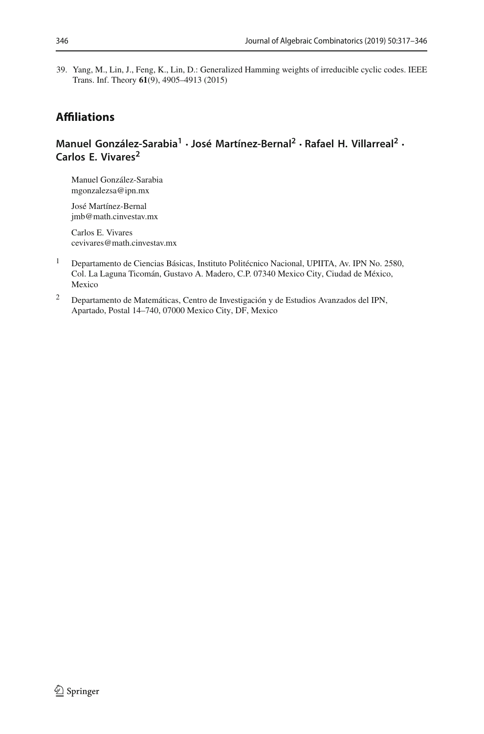39. Yang, M., Lin, J., Feng, K., Lin, D.: Generalized Hamming weights of irreducible cyclic codes. IEEE Trans. Inf. Theory **61**(9), 4905–4913 (2015)

## Affiliations

### Manuel González-Sarabia[1] · José Martínez-Bernal[2] · Rafael H. Villarreal[2] · Carlos E. Vivares[2]

Manuel González-Sarabia
mgonzalezsa@ipn.mx

José Martínez-Bernal
jmb@math.cinvestav.mx

Carlos E. Vivares
cevivares@math.cinvestav.mx

[1] Departamento de Ciencias Básicas, Instituto Politécnico Nacional, UPIITA, Av. IPN No. 2580, Col. La Laguna Ticomán, Gustavo A. Madero, C.P. 07340 Mexico City, Ciudad de México, Mexico

[2] Departamento de Matemáticas, Centro de Investigación y de Estudios Avanzados del IPN, Apartado, Postal 14–740, 07000 Mexico City, DF, Mexico